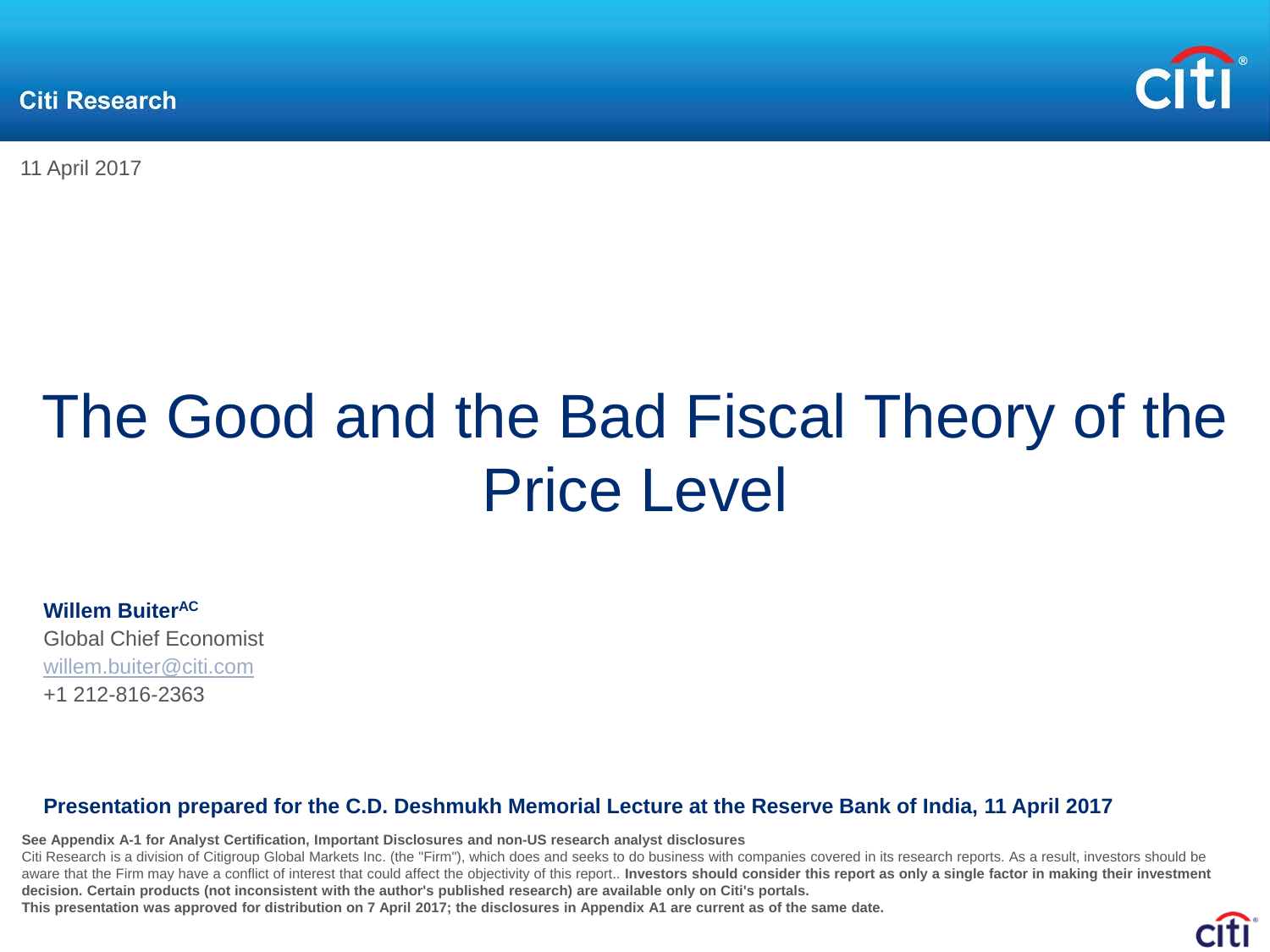Citi Research

11 April 2017

# The Good and the Bad Fiscal Theory of the Price Level

**Willem Buiter[AC]**
Global Chief Economist
willem.buiter@citi.com
+1 212-816-2363

**Presentation prepared for the C.D. Deshmukh Memorial Lecture at the Reserve Bank of India, 11 April 2017**

**See Appendix A-1 for Analyst Certification, Important Disclosures and non-US research analyst disclosures**
Citi Research is a division of Citigroup Global Markets Inc. (the "Firm"), which does and seeks to do business with companies covered in its research reports. As a result, investors should be aware that the Firm may have a conflict of interest that could affect the objectivity of this report.. **Investors should consider this report as only a single factor in making their investment decision. Certain products (not inconsistent with the author's published research) are available only on Citi's portals.**
**This presentation was approved for distribution on 7 April 2017; the disclosures in Appendix A1 are current as of the same date.**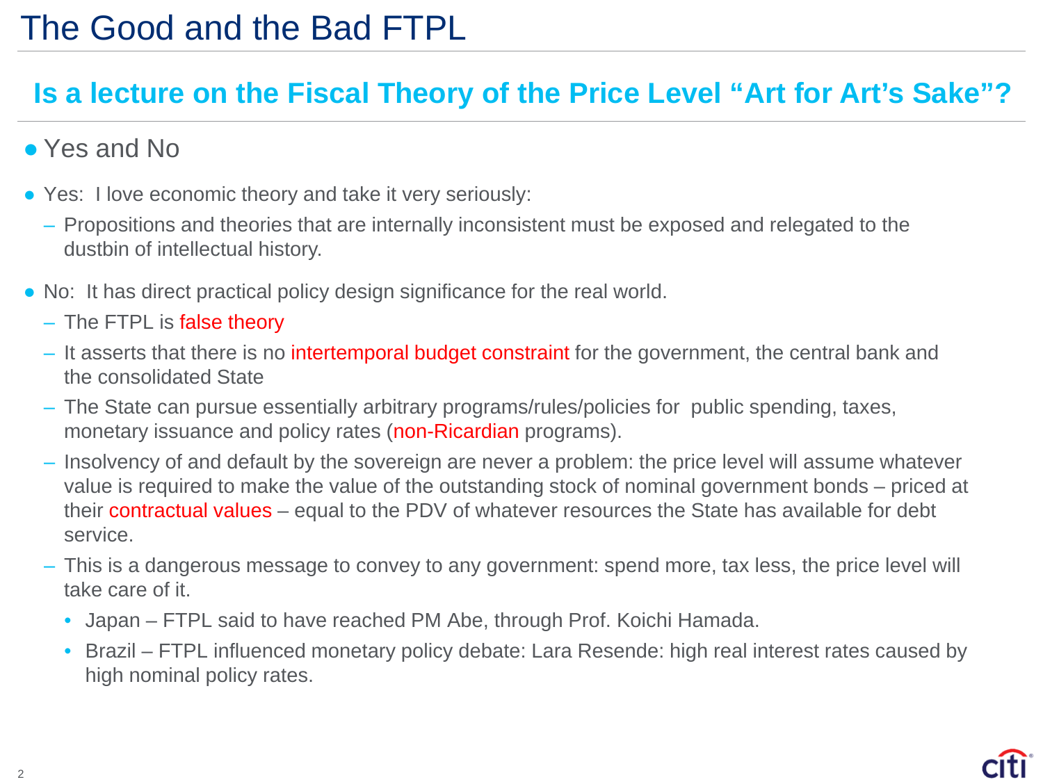# The Good and the Bad FTPL

## Is a lecture on the Fiscal Theory of the Price Level “Art for Art’s Sake”?

- Yes and No

- Yes: I love economic theory and take it very seriously:
  - Propositions and theories that are internally inconsistent must be exposed and relegated to the dustbin of intellectual history.

- No: It has direct practical policy design significance for the real world.
  - The FTPL is false theory
  - It asserts that there is no intertemporal budget constraint for the government, the central bank and the consolidated State
  - The State can pursue essentially arbitrary programs/rules/policies for public spending, taxes, monetary issuance and policy rates (non-Ricardian programs).
  - Insolvency of and default by the sovereign are never a problem: the price level will assume whatever value is required to make the value of the outstanding stock of nominal government bonds – priced at their contractual values – equal to the PDV of whatever resources the State has available for debt service.
  - This is a dangerous message to convey to any government: spend more, tax less, the price level will take care of it.
    - Japan – FTPL said to have reached PM Abe, through Prof. Koichi Hamada.
    - Brazil – FTPL influenced monetary policy debate: Lara Resende: high real interest rates caused by high nominal policy rates.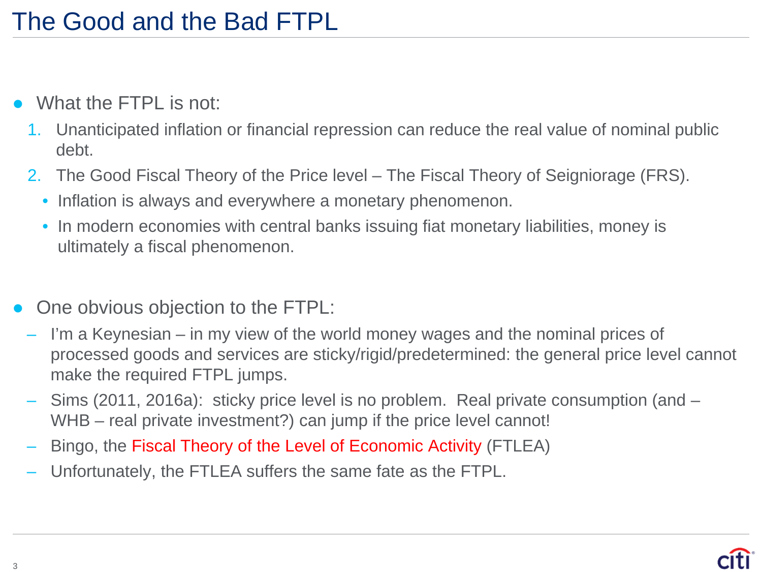# The Good and the Bad FTPL

- What the FTPL is not:
  1. Unanticipated inflation or financial repression can reduce the real value of nominal public debt.
  2. The Good Fiscal Theory of the Price level – The Fiscal Theory of Seigniorage (FRS).
     - Inflation is always and everywhere a monetary phenomenon.
     - In modern economies with central banks issuing fiat monetary liabilities, money is ultimately a fiscal phenomenon.

- One obvious objection to the FTPL:
  - I'm a Keynesian – in my view of the world money wages and the nominal prices of processed goods and services are sticky/rigid/predetermined: the general price level cannot make the required FTPL jumps.
  - Sims (2011, 2016a): sticky price level is no problem. Real private consumption (and – WHB – real private investment?) can jump if the price level cannot!
  - Bingo, the Fiscal Theory of the Level of Economic Activity (FTLEA)
  - Unfortunately, the FTLEA suffers the same fate as the FTPL.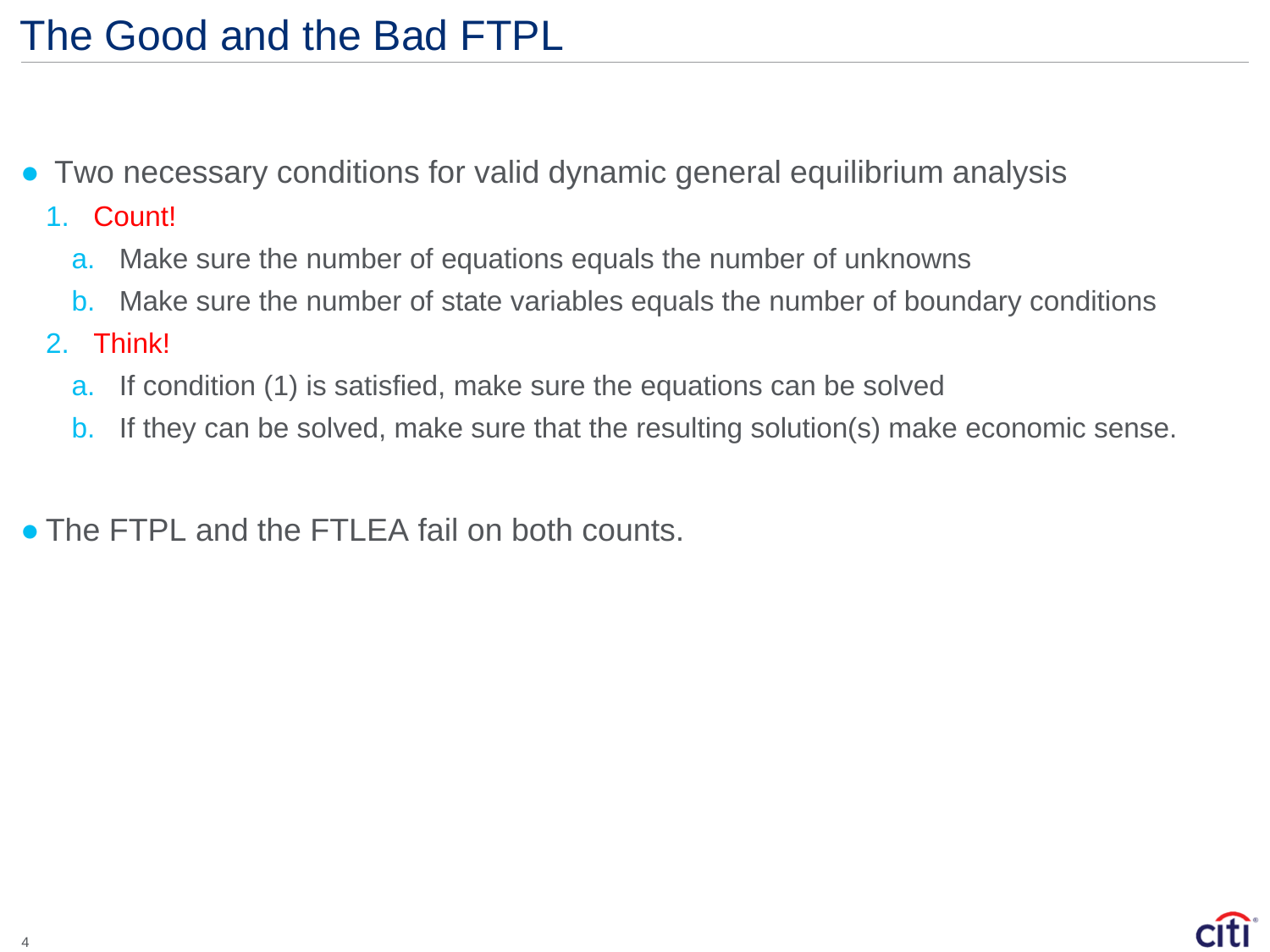# The Good and the Bad FTPL

- Two necessary conditions for valid dynamic general equilibrium analysis
  1. Count!
     a. Make sure the number of equations equals the number of unknowns
     b. Make sure the number of state variables equals the number of boundary conditions
  2. Think!
     a. If condition (1) is satisfied, make sure the equations can be solved
     b. If they can be solved, make sure that the resulting solution(s) make economic sense.

- The FTPL and the FTLEA fail on both counts.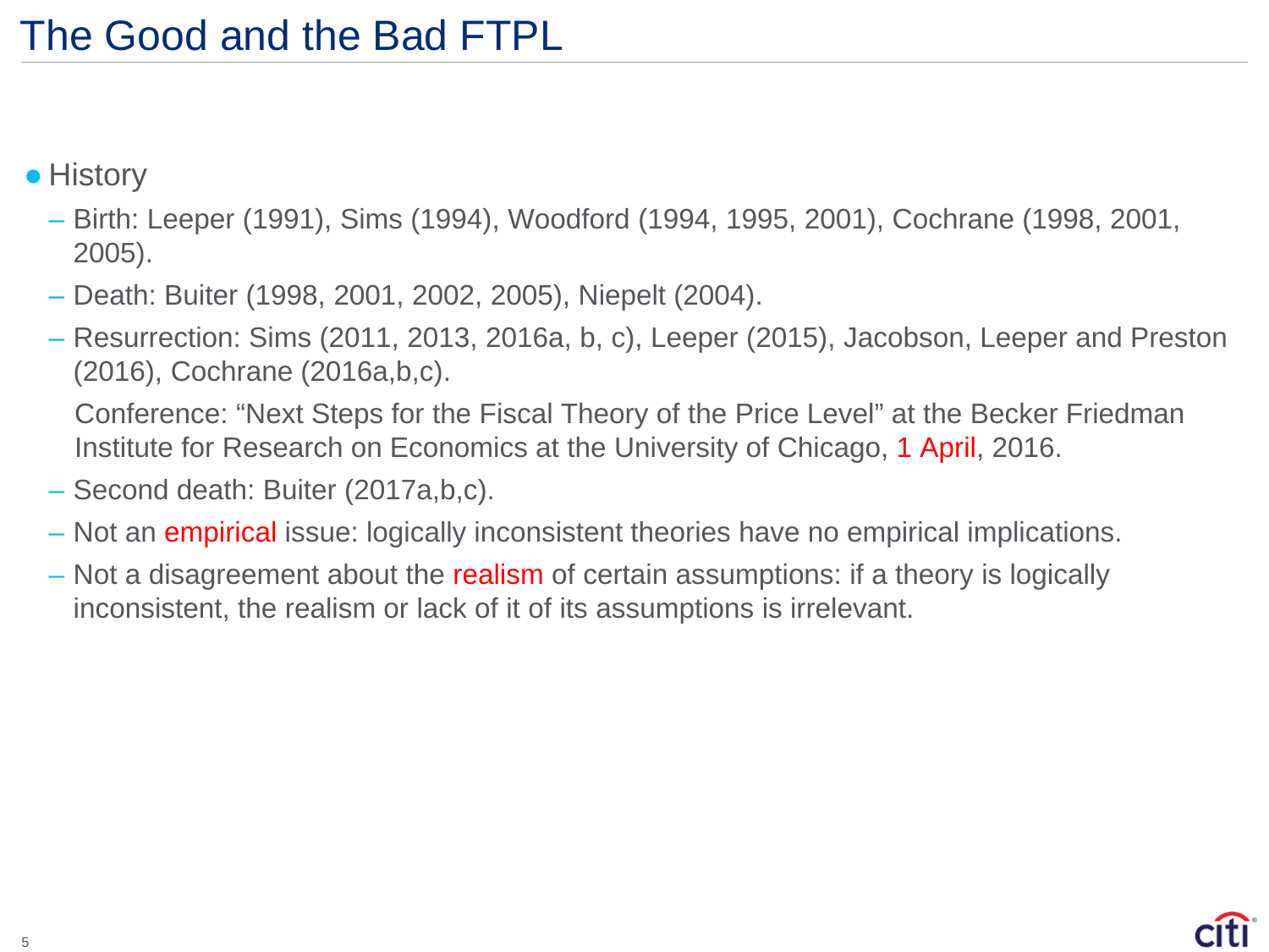# The Good and the Bad FTPL

- History
  - Birth: Leeper (1991), Sims (1994), Woodford (1994, 1995, 2001), Cochrane (1998, 2001, 2005).
  - Death: Buiter (1998, 2001, 2002, 2005), Niepelt (2004).
  - Resurrection: Sims (2011, 2013, 2016a, b, c), Leeper (2015), Jacobson, Leeper and Preston (2016), Cochrane (2016a,b,c).

    Conference: "Next Steps for the Fiscal Theory of the Price Level" at the Becker Friedman Institute for Research on Economics at the University of Chicago, 1 April, 2016.
  - Second death: Buiter (2017a,b,c).
  - Not an empirical issue: logically inconsistent theories have no empirical implications.
  - Not a disagreement about the realism of certain assumptions: if a theory is logically inconsistent, the realism or lack of it of its assumptions is irrelevant.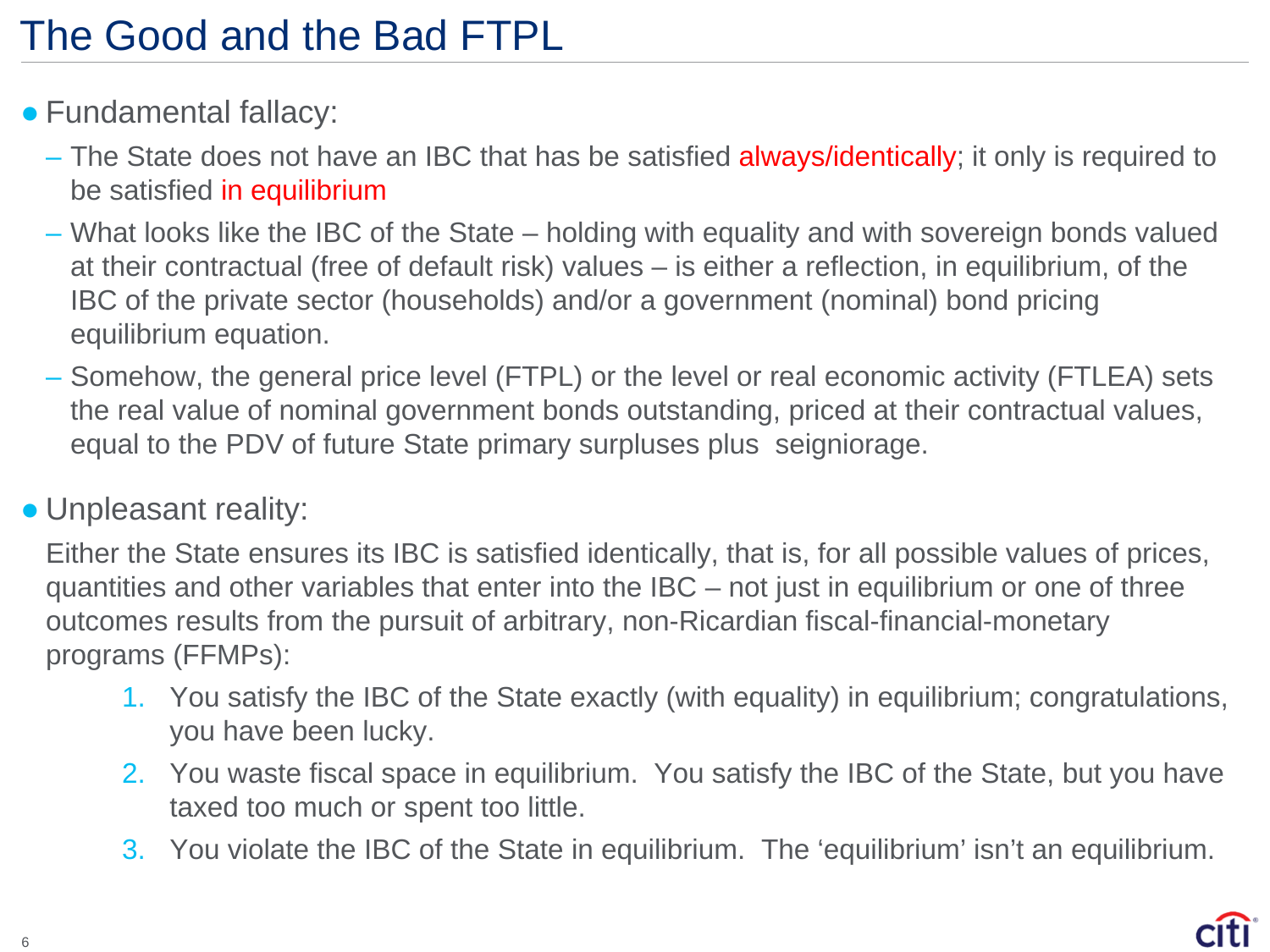# The Good and the Bad FTPL

- Fundamental fallacy:
  - The State does not have an IBC that has be satisfied always/identically; it only is required to be satisfied in equilibrium
  - What looks like the IBC of the State – holding with equality and with sovereign bonds valued at their contractual (free of default risk) values – is either a reflection, in equilibrium, of the IBC of the private sector (households) and/or a government (nominal) bond pricing equilibrium equation.
  - Somehow, the general price level (FTPL) or the level or real economic activity (FTLEA) sets the real value of nominal government bonds outstanding, priced at their contractual values, equal to the PDV of future State primary surpluses plus seigniorage.

- Unpleasant reality:

  Either the State ensures its IBC is satisfied identically, that is, for all possible values of prices, quantities and other variables that enter into the IBC – not just in equilibrium or one of three outcomes results from the pursuit of arbitrary, non-Ricardian fiscal-financial-monetary programs (FFMPs):

  1. You satisfy the IBC of the State exactly (with equality) in equilibrium; congratulations, you have been lucky.
  2. You waste fiscal space in equilibrium. You satisfy the IBC of the State, but you have taxed too much or spent too little.
  3. You violate the IBC of the State in equilibrium. The 'equilibrium' isn't an equilibrium.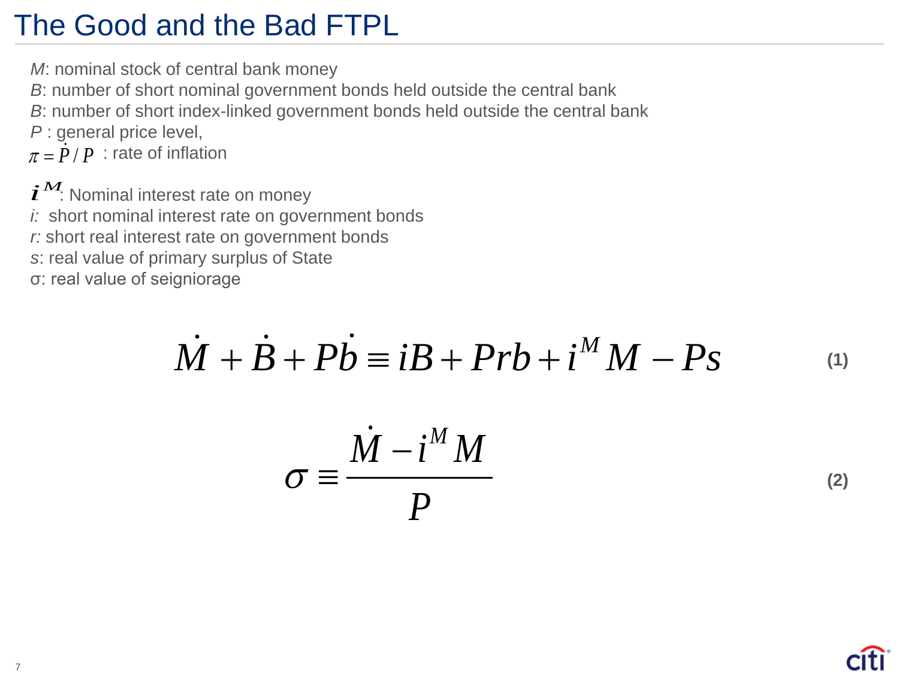# The Good and the Bad FTPL

*M*: nominal stock of central bank money
*B*: number of short nominal government bonds held outside the central bank
*B*: number of short index-linked government bonds held outside the central bank
*P* : general price level,
$\pi = \dot{P} / P$ : rate of inflation

$i^M$: Nominal interest rate on money
*i:* short nominal interest rate on government bonds
*r:* short real interest rate on government bonds
*s*: real value of primary surplus of State
σ: real value of seigniorage

$$\dot{M} + \dot{B} + P\dot{b} \equiv iB + Prb + i^M M - Ps \qquad (1)$$

$$\sigma \equiv \frac{\dot{M} - i^M M}{P} \qquad (2)$$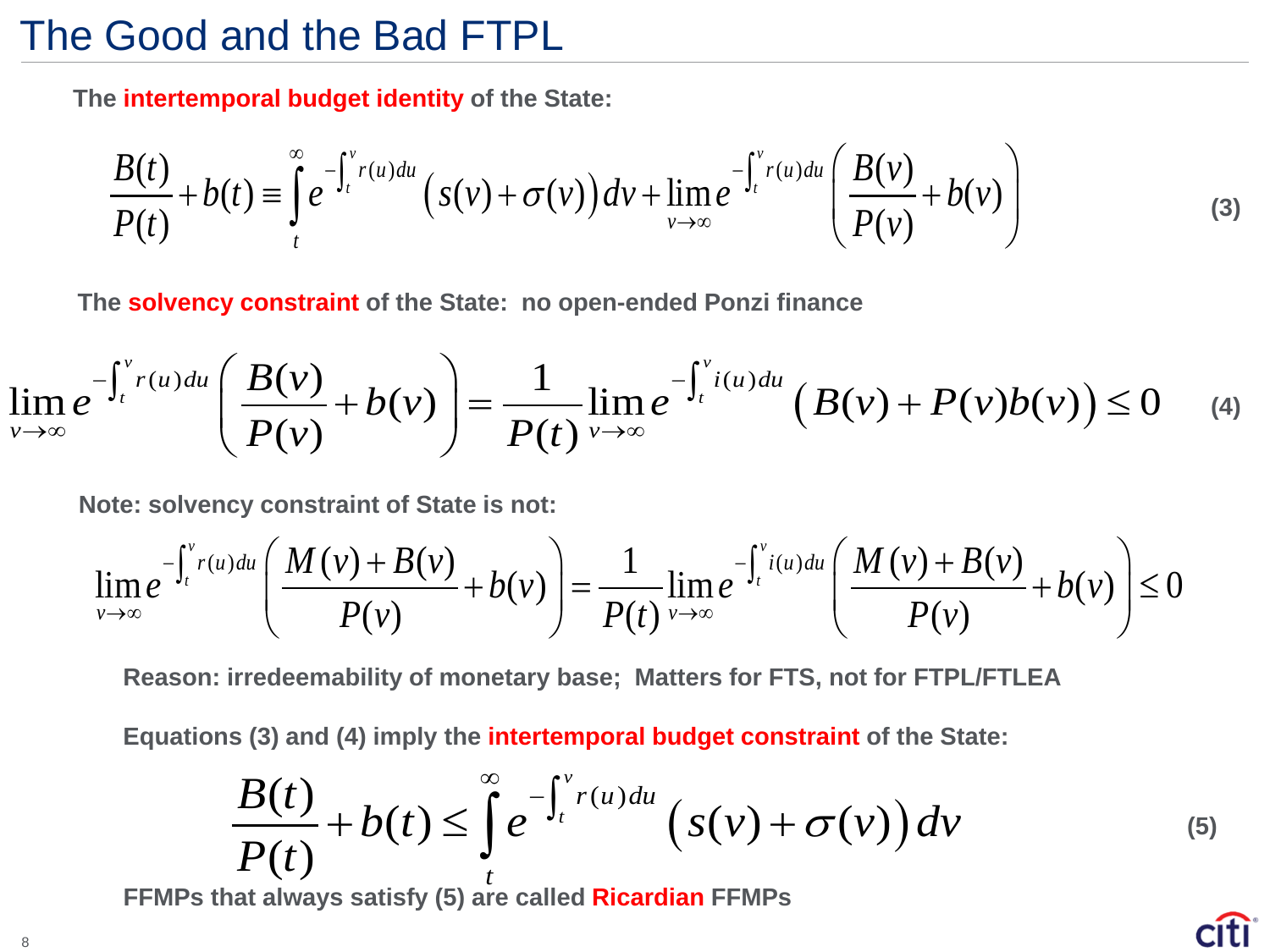# The Good and the Bad FTPL

**The intertemporal budget identity of the State:**

$$\frac{B(t)}{P(t)} + b(t) \equiv \int_t^{\infty} e^{-\int_t^v r(u)du} \left( s(v) + \sigma(v) \right) dv + \lim_{v \to \infty} e^{-\int_t^v r(u)du} \left( \frac{B(v)}{P(v)} + b(v) \right) \tag{3}$$

**The solvency constraint of the State: no open-ended Ponzi finance**

$$\lim_{v \to \infty} e^{-\int_t^v r(u)du} \left( \frac{B(v)}{P(v)} + b(v) \right) = \frac{1}{P(t)} \lim_{v \to \infty} e^{-\int_t^v i(u)du} \left( B(v) + P(v)b(v) \right) \leq 0 \tag{4}$$

**Note: solvency constraint of State is not:**

$$\lim_{v \to \infty} e^{-\int_t^v r(u)du} \left( \frac{M(v) + B(v)}{P(v)} + b(v) \right) = \frac{1}{P(t)} \lim_{v \to \infty} e^{-\int_t^v i(u)du} \left( \frac{M(v) + B(v)}{P(v)} + b(v) \right) \leq 0$$

**Reason: irredeemability of monetary base; Matters for FTS, not for FTPL/FTLEA**

**Equations (3) and (4) imply the intertemporal budget constraint of the State:**

$$\frac{B(t)}{P(t)} + b(t) \leq \int_t^{\infty} e^{-\int_t^v r(u)du} \left( s(v) + \sigma(v) \right) dv \tag{5}$$

**FFMPs that always satisfy (5) are called Ricardian FFMPs**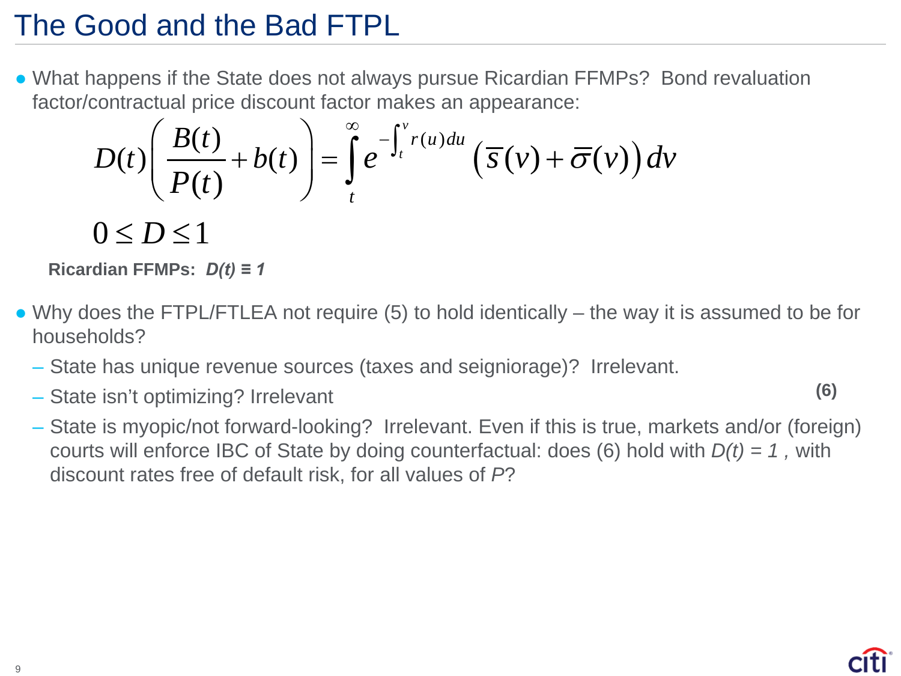# The Good and the Bad FTPL

- What happens if the State does not always pursue Ricardian FFMPs? Bond revaluation factor/contractual price discount factor makes an appearance:

$$D(t)\left(\frac{B(t)}{P(t)}+b(t)\right)=\int_t^{\infty} e^{-\int_t^v r(u)du}\left(\overline{s}(v)+\overline{\sigma}(v)\right)dv \qquad (6)$$

$$0 \le D \le 1$$

**Ricardian FFMPs: *D(t) ≡ 1***

- Why does the FTPL/FTLEA not require (5) to hold identically – the way it is assumed to be for households?
  - State has unique revenue sources (taxes and seigniorage)? Irrelevant.
  - State isn't optimizing? Irrelevant
  - State is myopic/not forward-looking? Irrelevant. Even if this is true, markets and/or (foreign) courts will enforce IBC of State by doing counterfactual: does (6) hold with $D(t) = 1$, with discount rates free of default risk, for all values of $P$?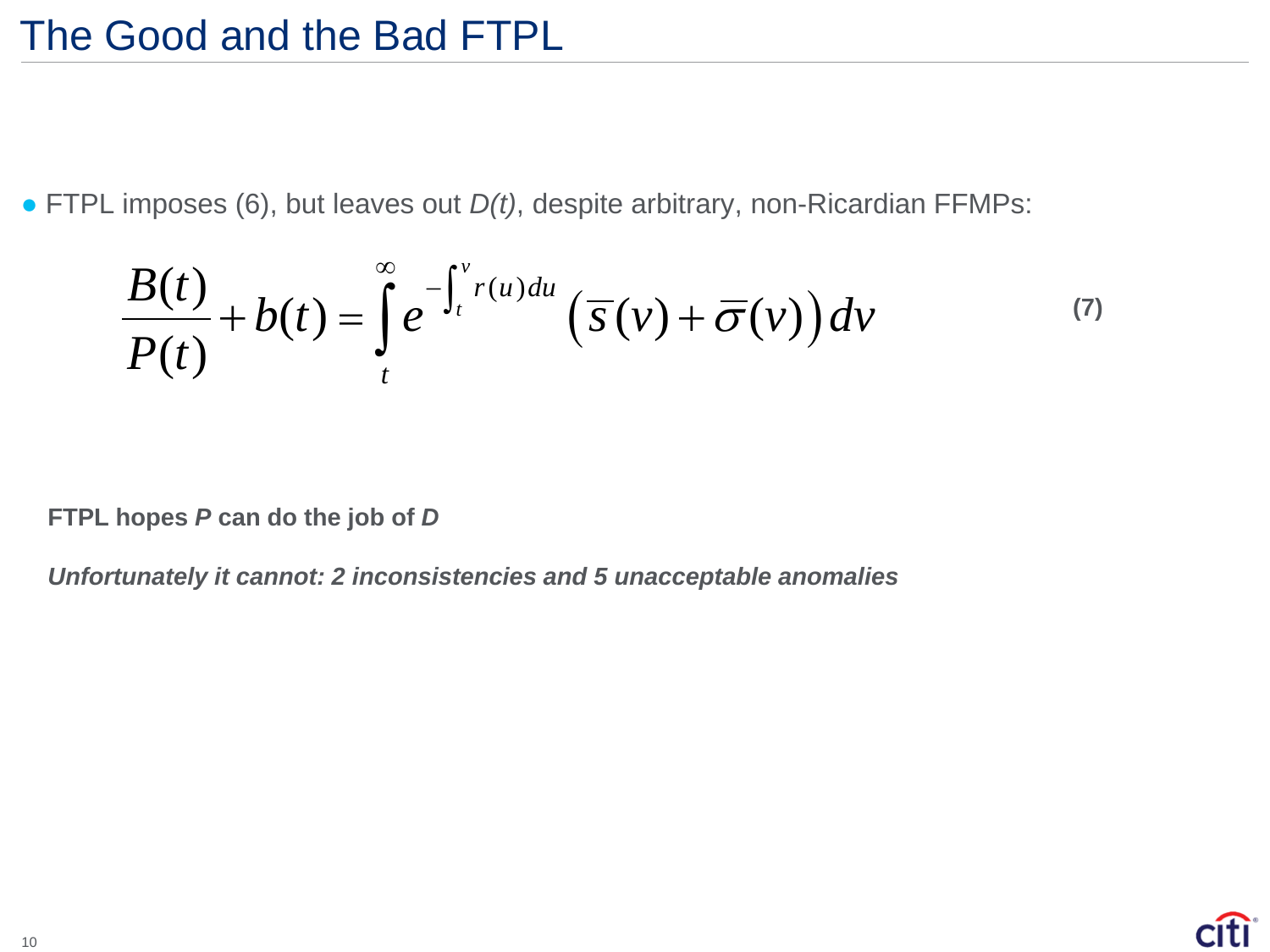# The Good and the Bad FTPL

- FTPL imposes (6), but leaves out *D(t)*, despite arbitrary, non-Ricardian FFMPs:

$$\frac{B(t)}{P(t)} + b(t) = \int_{t}^{\infty} e^{-\int_{t}^{v} r(u)du} \left( \overline{s}(v) + \overline{\sigma}(v) \right) dv \tag{7}$$

**FTPL hopes *P* can do the job of *D***

***Unfortunately it cannot: 2 inconsistencies and 5 unacceptable anomalies***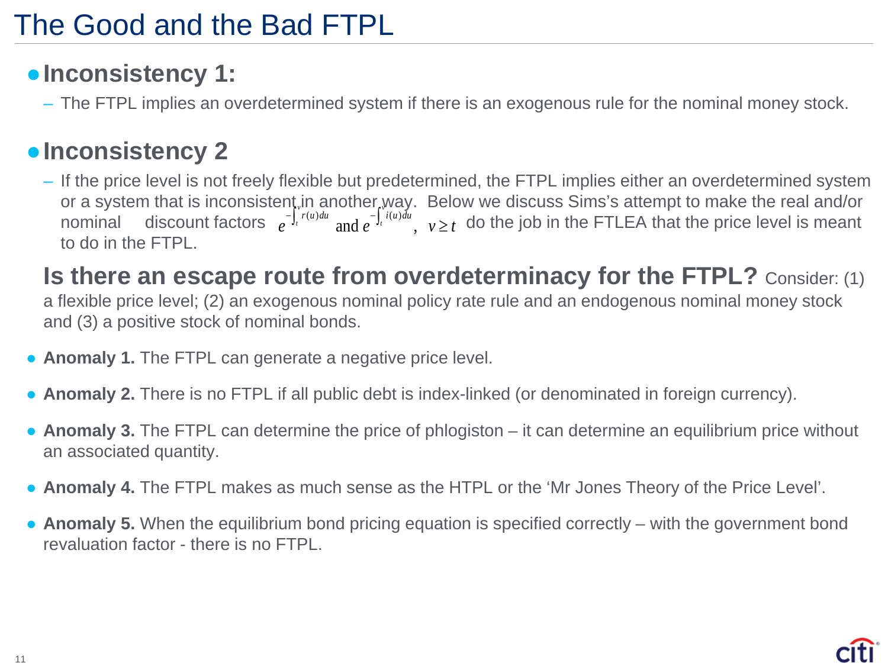# The Good and the Bad FTPL

- **Inconsistency 1:**
  - The FTPL implies an overdetermined system if there is an exogenous rule for the nominal money stock.

- **Inconsistency 2**
  - If the price level is not freely flexible but predetermined, the FTPL implies either an overdetermined system or a system that is inconsistent in another way. Below we discuss Sims's attempt to make the real and/or nominal discount factors $e^{-\int_t^v r(u)du}$ and $e^{-\int_t^v i(u)du}$, $v \geq t$ do the job in the FTLEA that the price level is meant to do in the FTPL.

**Is there an escape route from overdeterminacy for the FTPL?** Consider: (1) a flexible price level; (2) an exogenous nominal policy rate rule and an endogenous nominal money stock and (3) a positive stock of nominal bonds.

- **Anomaly 1.** The FTPL can generate a negative price level.
- **Anomaly 2.** There is no FTPL if all public debt is index-linked (or denominated in foreign currency).
- **Anomaly 3.** The FTPL can determine the price of phlogiston – it can determine an equilibrium price without an associated quantity.
- **Anomaly 4.** The FTPL makes as much sense as the HTPL or the 'Mr Jones Theory of the Price Level'.
- **Anomaly 5.** When the equilibrium bond pricing equation is specified correctly – with the government bond revaluation factor - there is no FTPL.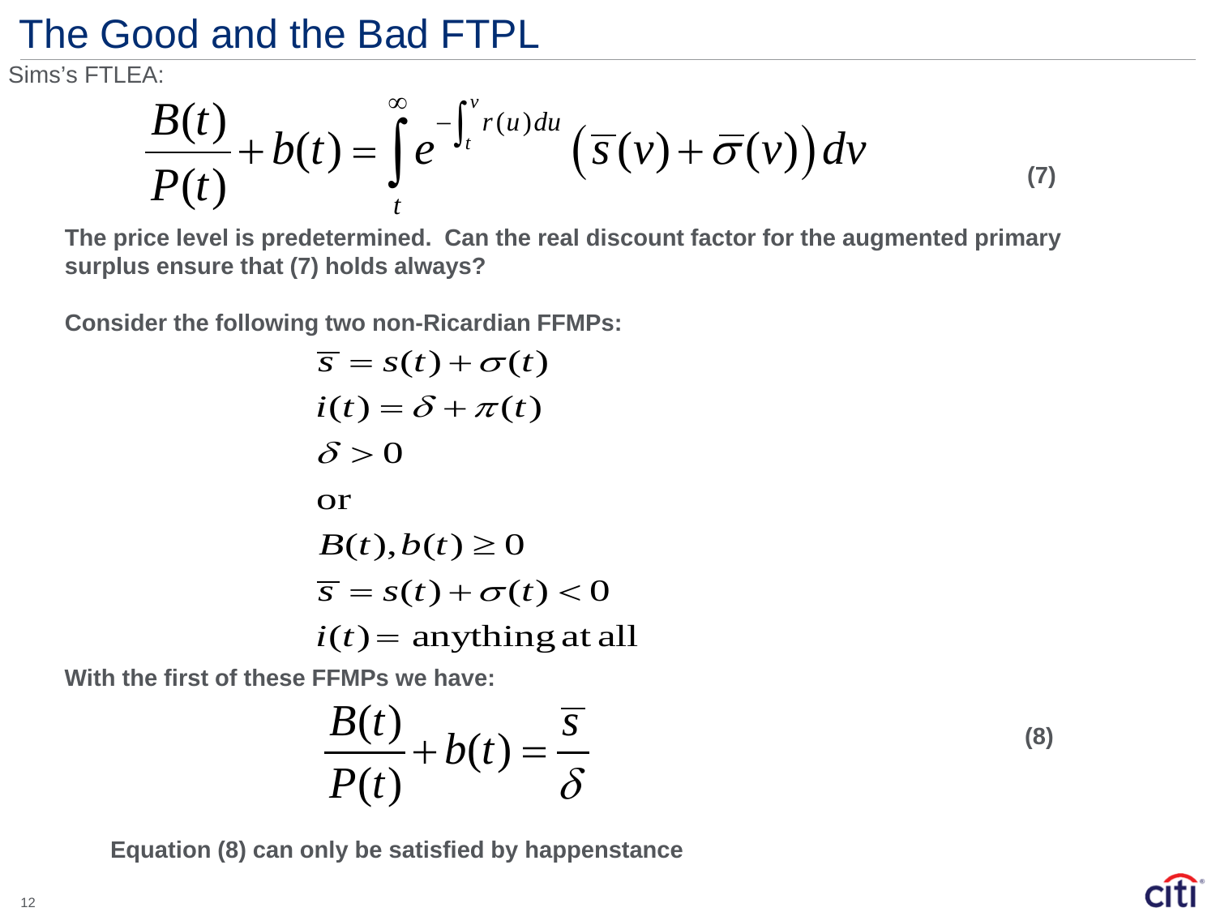# The Good and the Bad FTPL

Sims's FTLEA:

$$\frac{B(t)}{P(t)} + b(t) = \int_t^{\infty} e^{-\int_t^v r(u)du} \left(\overline{s}(v) + \overline{\sigma}(v)\right) dv \tag{7}$$

**The price level is predetermined. Can the real discount factor for the augmented primary surplus ensure that (7) holds always?**

**Consider the following two non-Ricardian FFMPs:**

$$\begin{aligned}
&\overline{s} = s(t) + \sigma(t) \\
&i(t) = \delta + \pi(t) \\
&\delta > 0 \\
&\text{or} \\
&B(t), b(t) \geq 0 \\
&\overline{s} = s(t) + \sigma(t) < 0 \\
&i(t) = \text{anything at all}
\end{aligned}$$

**With the first of these FFMPs we have:**

$$\frac{B(t)}{P(t)} + b(t) = \frac{\overline{s}}{\delta} \tag{8}$$

**Equation (8) can only be satisfied by happenstance**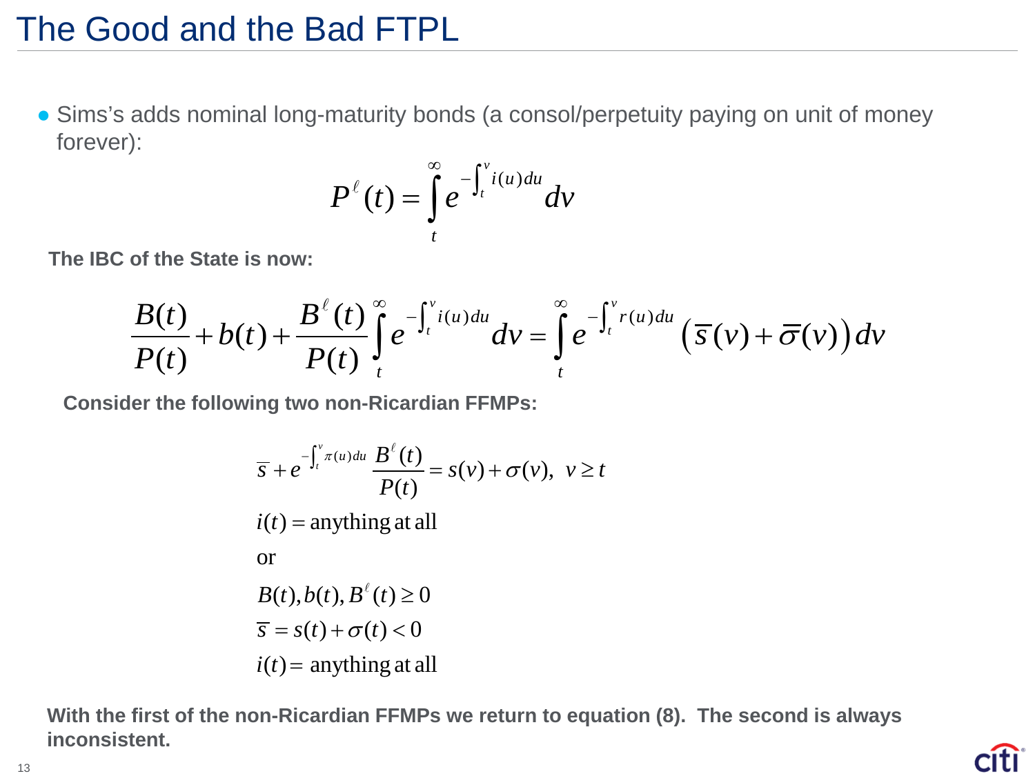# The Good and the Bad FTPL

- Sims's adds nominal long-maturity bonds (a consol/perpetuity paying on unit of money forever):

$$P^{\ell}(t) = \int_t^{\infty} e^{-\int_t^v i(u)du} dv$$

**The IBC of the State is now:**

$$\frac{B(t)}{P(t)} + b(t) + \frac{B^{\ell}(t)}{P(t)} \int_t^{\infty} e^{-\int_t^v i(u)du} dv = \int_t^{\infty} e^{-\int_t^v r(u)du} \left(\overline{s}(v) + \overline{\sigma}(v)\right) dv$$

**Consider the following two non-Ricardian FFMPs:**

$$\overline{s} + e^{-\int_t^v \pi(u)du} \frac{B^{\ell}(t)}{P(t)} = s(v) + \sigma(v), \;\; v \geq t$$

$$i(t) = \text{anything at all}$$

or

$$B(t), b(t), B^{\ell}(t) \geq 0$$

$$\overline{s} = s(t) + \sigma(t) < 0$$

$$i(t) = \text{anything at all}$$

**With the first of the non-Ricardian FFMPs we return to equation (8). The second is always inconsistent.**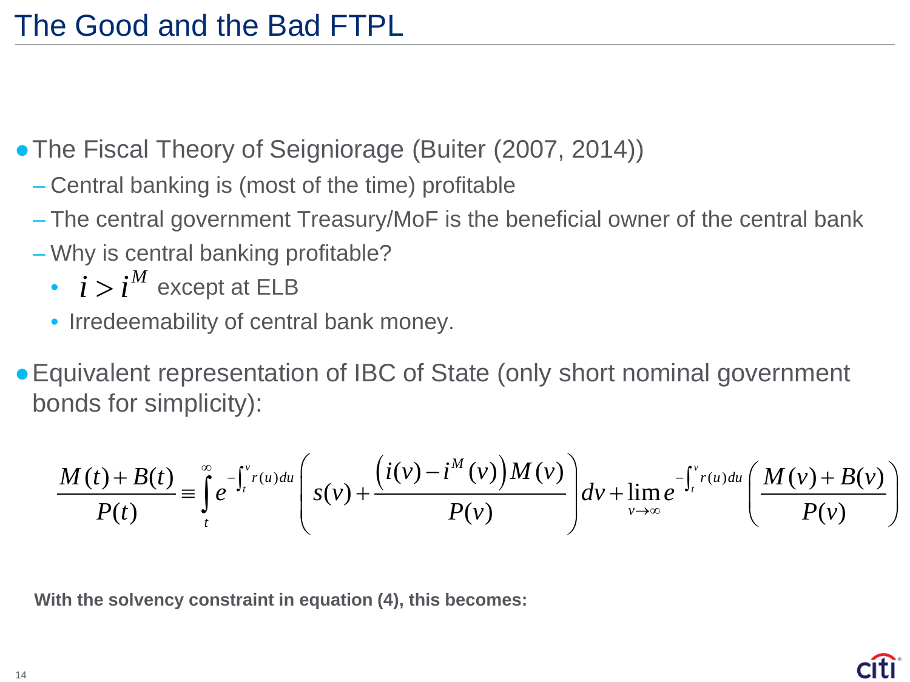# The Good and the Bad FTPL

- The Fiscal Theory of Seigniorage (Buiter (2007, 2014))
  - Central banking is (most of the time) profitable
  - The central government Treasury/MoF is the beneficial owner of the central bank
  - Why is central banking profitable?
    - $i > i^M$ except at ELB
    - Irredeemability of central bank money.

- Equivalent representation of IBC of State (only short nominal government bonds for simplicity):

$$\frac{M(t)+B(t)}{P(t)} \equiv \int_t^\infty e^{-\int_t^v r(u)du} \left( s(v) + \frac{\left(i(v) - i^M(v)\right) M(v)}{P(v)} \right) dv + \lim_{v \to \infty} e^{-\int_t^v r(u)du} \left( \frac{M(v)+B(v)}{P(v)} \right)$$

**With the solvency constraint in equation (4), this becomes:**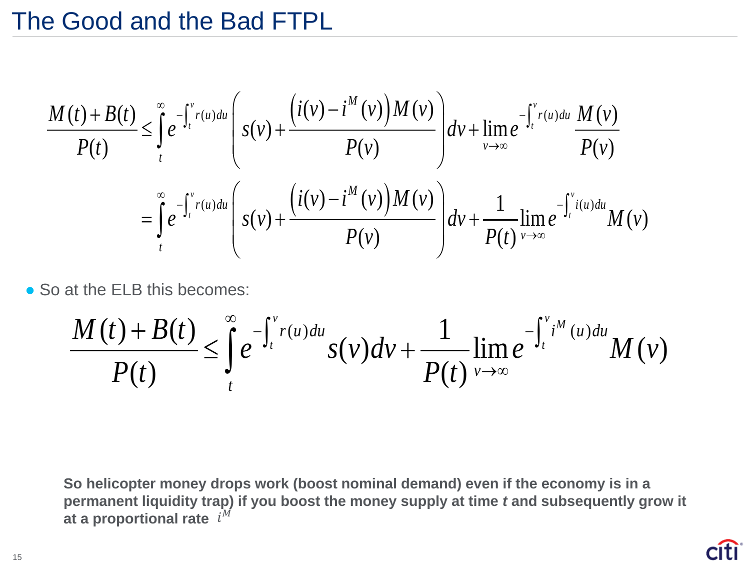# The Good and the Bad FTPL

$$\frac{M(t)+B(t)}{P(t)} \leq \int_t^{\infty} e^{-\int_t^v r(u)du} \left( s(v) + \frac{\left(i(v)-i^M(v)\right)M(v)}{P(v)} \right) dv + \lim_{v\to\infty} e^{-\int_t^v r(u)du} \frac{M(v)}{P(v)}$$

$$= \int_t^{\infty} e^{-\int_t^v r(u)du} \left( s(v) + \frac{\left(i(v)-i^M(v)\right)M(v)}{P(v)} \right) dv + \frac{1}{P(t)} \lim_{v\to\infty} e^{-\int_t^v i(u)du} M(v)$$

- So at the ELB this becomes:

$$\frac{M(t)+B(t)}{P(t)} \leq \int_t^{\infty} e^{-\int_t^v r(u)du} s(v)dv + \frac{1}{P(t)} \lim_{v\to\infty} e^{-\int_t^v i^M(u)du} M(v)$$

**So helicopter money drops work (boost nominal demand) even if the economy is in a permanent liquidity trap) if you boost the money supply at time *t* and subsequently grow it at a proportional rate** $i^M$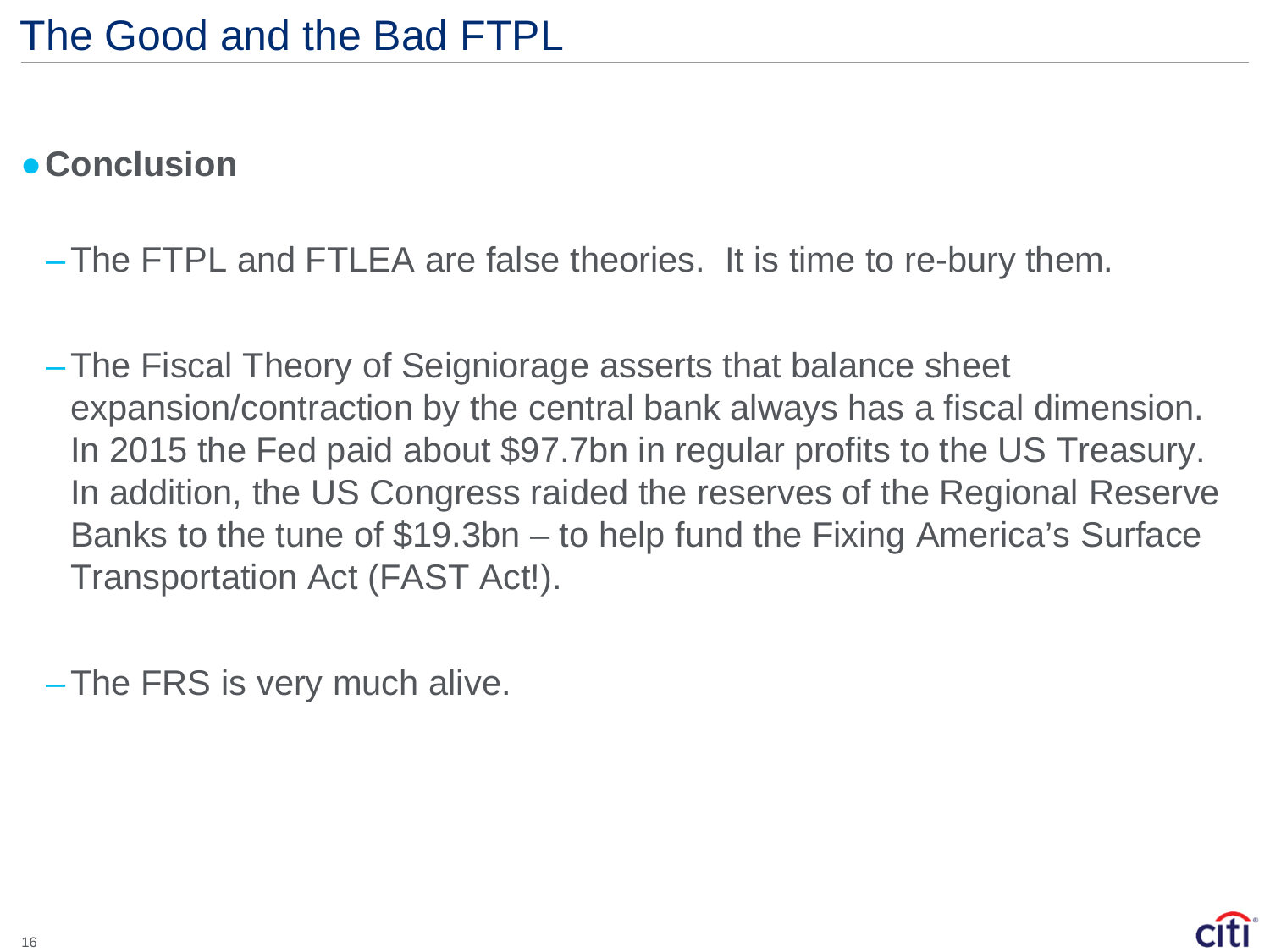# The Good and the Bad FTPL

- **Conclusion**

  - The FTPL and FTLEA are false theories. It is time to re-bury them.

  - The Fiscal Theory of Seigniorage asserts that balance sheet expansion/contraction by the central bank always has a fiscal dimension. In 2015 the Fed paid about $97.7bn in regular profits to the US Treasury. In addition, the US Congress raided the reserves of the Regional Reserve Banks to the tune of $19.3bn – to help fund the Fixing America's Surface Transportation Act (FAST Act!).

  - The FRS is very much alive.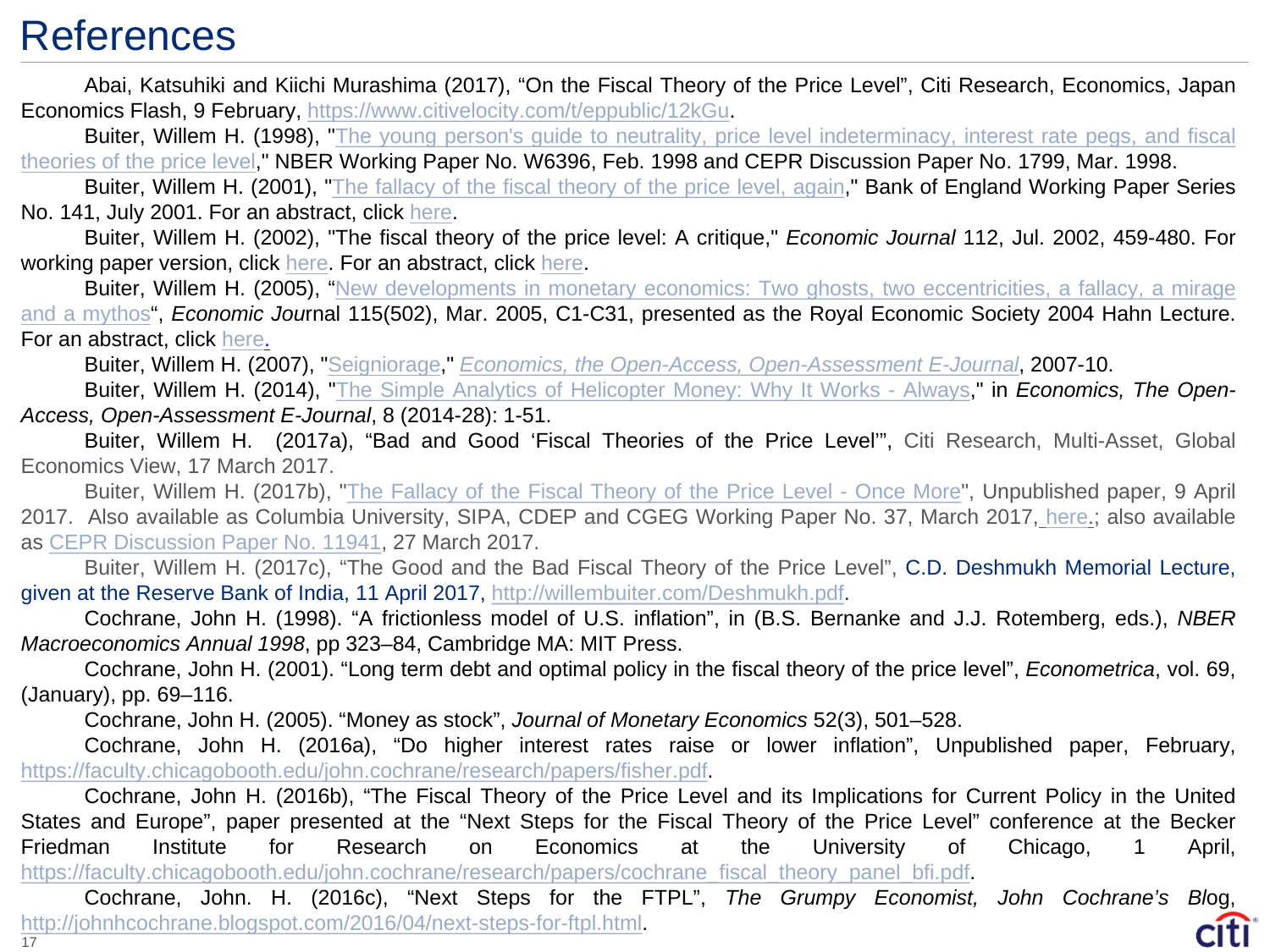# References

Abai, Katsuhiki and Kiichi Murashima (2017), “On the Fiscal Theory of the Price Level”, Citi Research, Economics, Japan Economics Flash, 9 February, https://www.citivelocity.com/t/eppublic/12kGu.

Buiter, Willem H. (1998), "The young person's guide to neutrality, price level indeterminacy, interest rate pegs, and fiscal theories of the price level," NBER Working Paper No. W6396, Feb. 1998 and CEPR Discussion Paper No. 1799, Mar. 1998.

Buiter, Willem H. (2001), "The fallacy of the fiscal theory of the price level, again," Bank of England Working Paper Series No. 141, July 2001. For an abstract, click here.

Buiter, Willem H. (2002), "The fiscal theory of the price level: A critique," *Economic Journal* 112, Jul. 2002, 459-480. For working paper version, click here. For an abstract, click here.

Buiter, Willem H. (2005), “New developments in monetary economics: Two ghosts, two eccentricities, a fallacy, a mirage and a mythos“, *Economic Jou*rnal 115(502), Mar. 2005, C1-C31, presented as the Royal Economic Society 2004 Hahn Lecture. For an abstract, click here.

Buiter, Willem H. (2007), "Seigniorage," *Economics, the Open-Access, Open-Assessment E-Journal*, 2007-10.

Buiter, Willem H. (2014), "The Simple Analytics of Helicopter Money: Why It Works - Always," in *Economics, The Open-Access, Open-Assessment E-Journal*, 8 (2014-28): 1-51.

Buiter, Willem H. (2017a), “Bad and Good ‘Fiscal Theories of the Price Level’”, Citi Research, Multi-Asset, Global Economics View, 17 March 2017.

Buiter, Willem H. (2017b), "The Fallacy of the Fiscal Theory of the Price Level - Once More", Unpublished paper, 9 April 2017. Also available as Columbia University, SIPA, CDEP and CGEG Working Paper No. 37, March 2017, here.; also available as CEPR Discussion Paper No. 11941, 27 March 2017.

Buiter, Willem H. (2017c), “The Good and the Bad Fiscal Theory of the Price Level”, C.D. Deshmukh Memorial Lecture, given at the Reserve Bank of India, 11 April 2017, http://willembuiter.com/Deshmukh.pdf.

Cochrane, John H. (1998). “A frictionless model of U.S. inflation”, in (B.S. Bernanke and J.J. Rotemberg, eds.), *NBER Macroeconomics Annual 1998*, pp 323–84, Cambridge MA: MIT Press.

Cochrane, John H. (2001). “Long term debt and optimal policy in the fiscal theory of the price level”, *Econometrica*, vol. 69, (January), pp. 69–116.

Cochrane, John H. (2005). “Money as stock”, *Journal of Monetary Economics* 52(3), 501–528.

Cochrane, John H. (2016a), “Do higher interest rates raise or lower inflation”, Unpublished paper, February, https://faculty.chicagobooth.edu/john.cochrane/research/papers/fisher.pdf.

Cochrane, John H. (2016b), “The Fiscal Theory of the Price Level and its Implications for Current Policy in the United States and Europe”, paper presented at the “Next Steps for the Fiscal Theory of the Price Level” conference at the Becker Friedman Institute for Research on Economics at the University of Chicago, 1 April, https://faculty.chicagobooth.edu/john.cochrane/research/papers/cochrane_fiscal_theory_panel_bfi.pdf.

Cochrane, John. H. (2016c), “Next Steps for the FTPL”, *The Grumpy Economist, John Cochrane’s Blog*, http://johnhcochrane.blogspot.com/2016/04/next-steps-for-ftpl.html.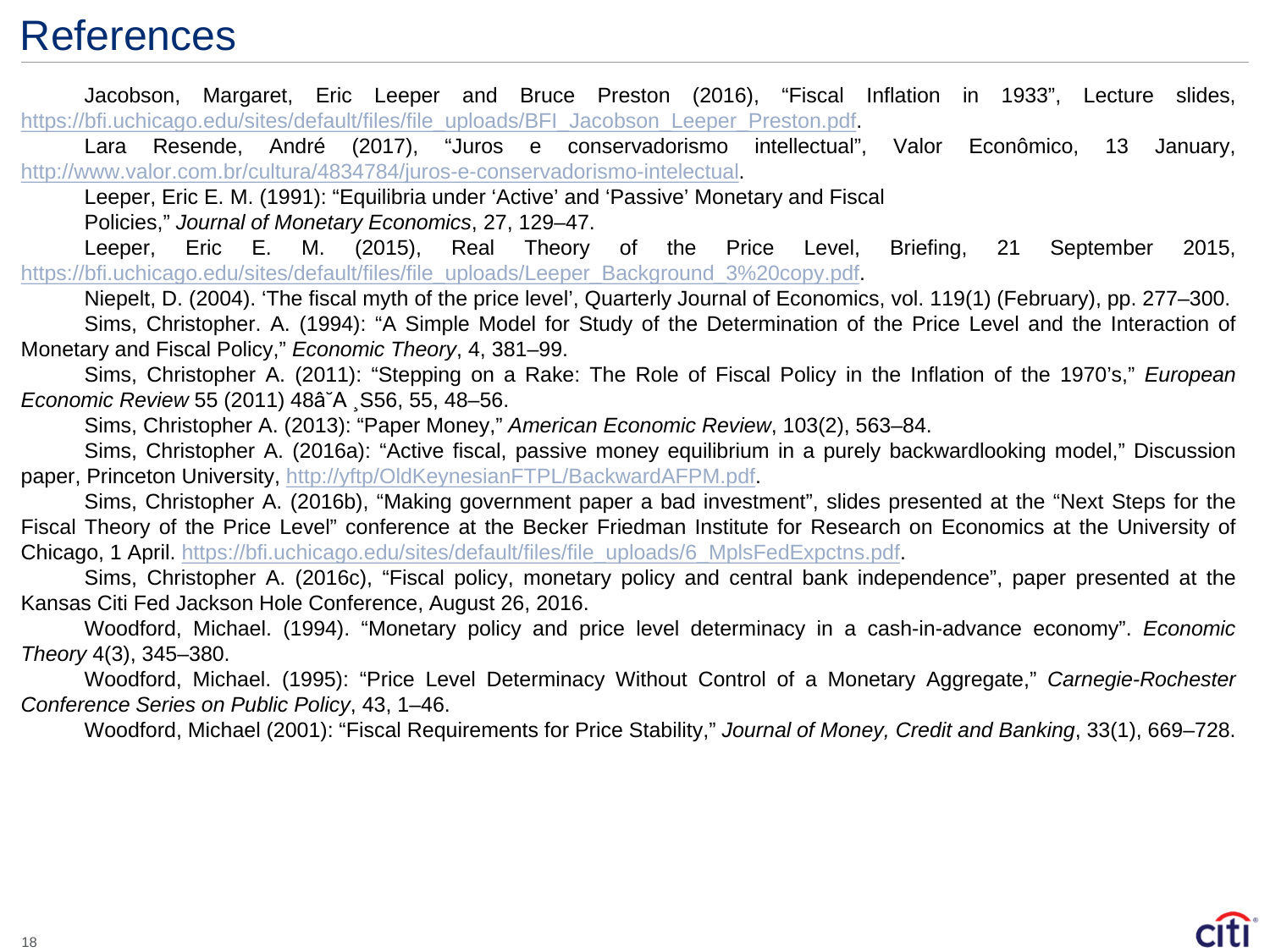# References

Jacobson, Margaret, Eric Leeper and Bruce Preston (2016), “Fiscal Inflation in 1933”, Lecture slides, https://bfi.uchicago.edu/sites/default/files/file_uploads/BFI_Jacobson_Leeper_Preston.pdf.

Lara Resende, André (2017), “Juros e conservadorismo intellectual”, Valor Econômico, 13 January, http://www.valor.com.br/cultura/4834784/juros-e-conservadorismo-intelectual.

Leeper, Eric E. M. (1991): “Equilibria under ‘Active’ and ‘Passive’ Monetary and Fiscal Policies,” *Journal of Monetary Economics*, 27, 129–47.

Leeper, Eric E. M. (2015), Real Theory of the Price Level, Briefing, 21 September 2015, https://bfi.uchicago.edu/sites/default/files/file_uploads/Leeper_Background_3%20copy.pdf.

Niepelt, D. (2004). ‘The fiscal myth of the price level’, Quarterly Journal of Economics, vol. 119(1) (February), pp. 277–300.

Sims, Christopher. A. (1994): “A Simple Model for Study of the Determination of the Price Level and the Interaction of Monetary and Fiscal Policy,” *Economic Theory*, 4, 381–99.

Sims, Christopher A. (2011): “Stepping on a Rake: The Role of Fiscal Policy in the Inflation of the 1970’s,” *European Economic Review* 55 (2011) 48â˘A ¸S56, 55, 48–56.

Sims, Christopher A. (2013): “Paper Money,” *American Economic Review*, 103(2), 563–84.

Sims, Christopher A. (2016a): “Active fiscal, passive money equilibrium in a purely backwardlooking model,” Discussion paper, Princeton University, http://yftp/OldKeynesianFTPL/BackwardAFPM.pdf.

Sims, Christopher A. (2016b), “Making government paper a bad investment”, slides presented at the “Next Steps for the Fiscal Theory of the Price Level” conference at the Becker Friedman Institute for Research on Economics at the University of Chicago, 1 April. https://bfi.uchicago.edu/sites/default/files/file_uploads/6_MplsFedExpctns.pdf.

Sims, Christopher A. (2016c), “Fiscal policy, monetary policy and central bank independence”, paper presented at the Kansas Citi Fed Jackson Hole Conference, August 26, 2016.

Woodford, Michael. (1994). “Monetary policy and price level determinacy in a cash-in-advance economy”. *Economic Theory* 4(3), 345–380.

Woodford, Michael. (1995): “Price Level Determinacy Without Control of a Monetary Aggregate,” *Carnegie-Rochester Conference Series on Public Policy*, 43, 1–46.

Woodford, Michael (2001): “Fiscal Requirements for Price Stability,” *Journal of Money, Credit and Banking*, 33(1), 669–728.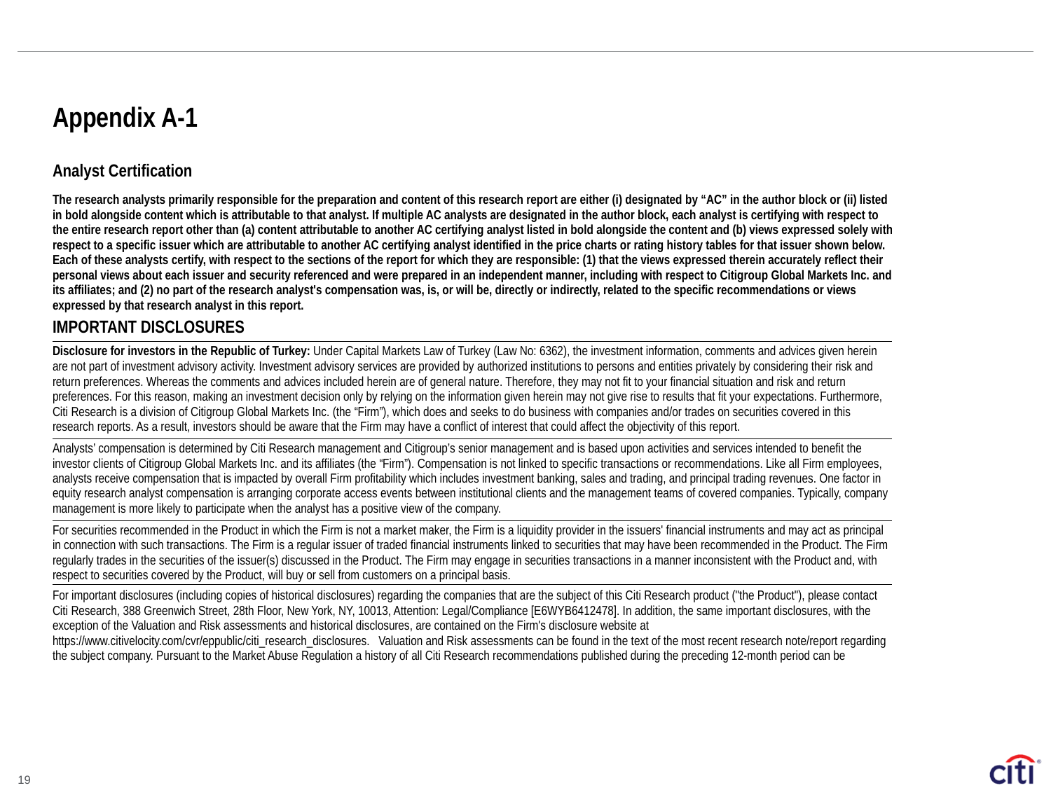# Appendix A-1

## Analyst Certification

**The research analysts primarily responsible for the preparation and content of this research report are either (i) designated by "AC" in the author block or (ii) listed in bold alongside content which is attributable to that analyst. If multiple AC analysts are designated in the author block, each analyst is certifying with respect to the entire research report other than (a) content attributable to another AC certifying analyst listed in bold alongside the content and (b) views expressed solely with respect to a specific issuer which are attributable to another AC certifying analyst identified in the price charts or rating history tables for that issuer shown below. Each of these analysts certify, with respect to the sections of the report for which they are responsible: (1) that the views expressed therein accurately reflect their personal views about each issuer and security referenced and were prepared in an independent manner, including with respect to Citigroup Global Markets Inc. and its affiliates; and (2) no part of the research analyst's compensation was, is, or will be, directly or indirectly, related to the specific recommendations or views expressed by that research analyst in this report.**

## IMPORTANT DISCLOSURES

**Disclosure for investors in the Republic of Turkey:** Under Capital Markets Law of Turkey (Law No: 6362), the investment information, comments and advices given herein are not part of investment advisory activity. Investment advisory services are provided by authorized institutions to persons and entities privately by considering their risk and return preferences. Whereas the comments and advices included herein are of general nature. Therefore, they may not fit to your financial situation and risk and return preferences. For this reason, making an investment decision only by relying on the information given herein may not give rise to results that fit your expectations. Furthermore, Citi Research is a division of Citigroup Global Markets Inc. (the "Firm"), which does and seeks to do business with companies and/or trades on securities covered in this research reports. As a result, investors should be aware that the Firm may have a conflict of interest that could affect the objectivity of this report.

Analysts' compensation is determined by Citi Research management and Citigroup's senior management and is based upon activities and services intended to benefit the investor clients of Citigroup Global Markets Inc. and its affiliates (the "Firm"). Compensation is not linked to specific transactions or recommendations. Like all Firm employees, analysts receive compensation that is impacted by overall Firm profitability which includes investment banking, sales and trading, and principal trading revenues. One factor in equity research analyst compensation is arranging corporate access events between institutional clients and the management teams of covered companies. Typically, company management is more likely to participate when the analyst has a positive view of the company.

For securities recommended in the Product in which the Firm is not a market maker, the Firm is a liquidity provider in the issuers' financial instruments and may act as principal in connection with such transactions. The Firm is a regular issuer of traded financial instruments linked to securities that may have been recommended in the Product. The Firm regularly trades in the securities of the issuer(s) discussed in the Product. The Firm may engage in securities transactions in a manner inconsistent with the Product and, with respect to securities covered by the Product, will buy or sell from customers on a principal basis.

For important disclosures (including copies of historical disclosures) regarding the companies that are the subject of this Citi Research product ("the Product"), please contact Citi Research, 388 Greenwich Street, 28th Floor, New York, NY, 10013, Attention: Legal/Compliance [E6WYB6412478]. In addition, the same important disclosures, with the exception of the Valuation and Risk assessments and historical disclosures, are contained on the Firm's disclosure website at https://www.citivelocity.com/cvr/eppublic/citi_research_disclosures. Valuation and Risk assessments can be found in the text of the most recent research note/report regarding the subject company. Pursuant to the Market Abuse Regulation a history of all Citi Research recommendations published during the preceding 12-month period can be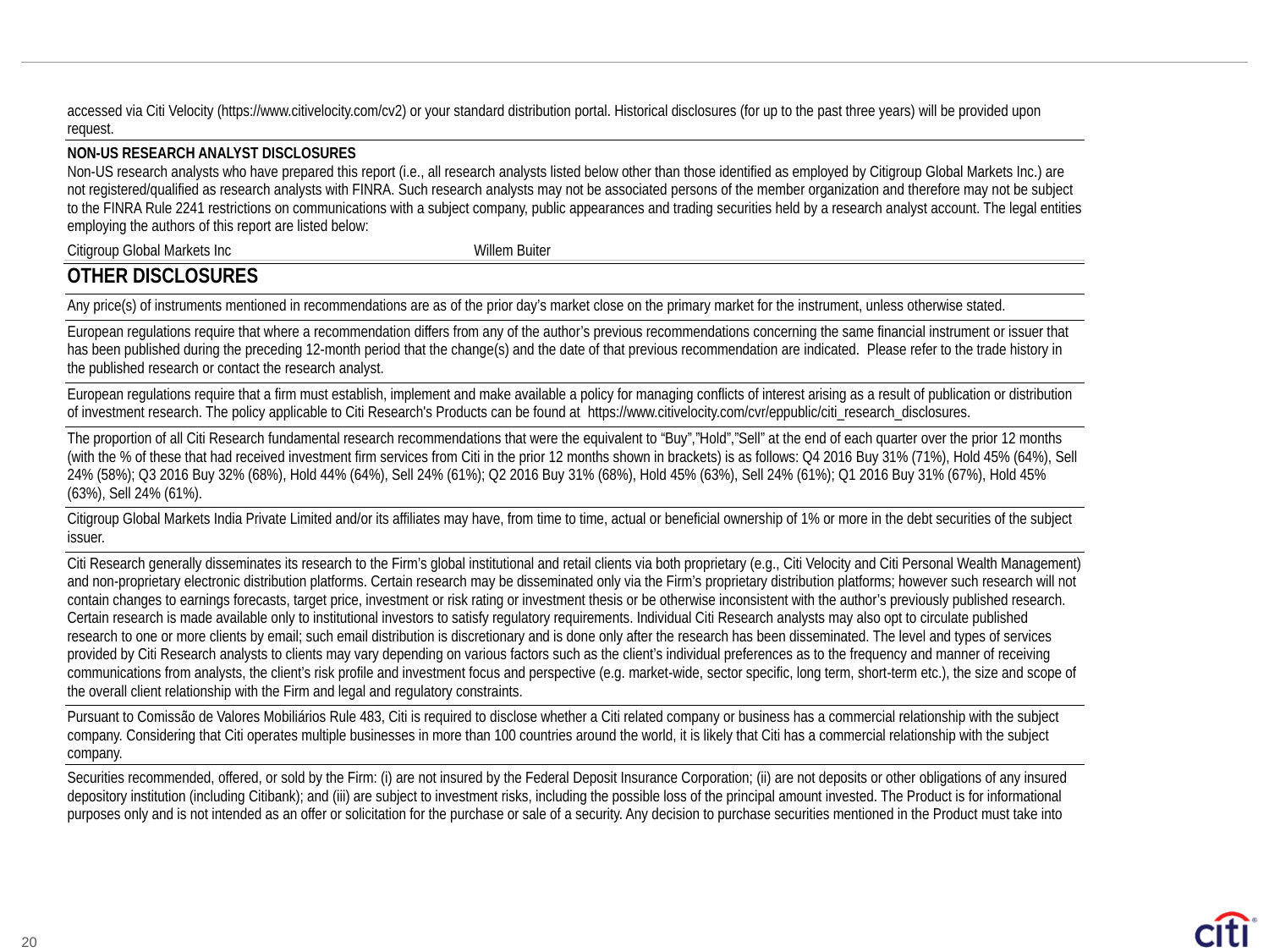accessed via Citi Velocity (https://www.citivelocity.com/cv2) or your standard distribution portal. Historical disclosures (for up to the past three years) will be provided upon request.

**NON-US RESEARCH ANALYST DISCLOSURES**

Non-US research analysts who have prepared this report (i.e., all research analysts listed below other than those identified as employed by Citigroup Global Markets Inc.) are not registered/qualified as research analysts with FINRA. Such research analysts may not be associated persons of the member organization and therefore may not be subject to the FINRA Rule 2241 restrictions on communications with a subject company, public appearances and trading securities held by a research analyst account. The legal entities employing the authors of this report are listed below:

| | |
|---|---|
| Citigroup Global Markets Inc | Willem Buiter |

## OTHER DISCLOSURES

Any price(s) of instruments mentioned in recommendations are as of the prior day's market close on the primary market for the instrument, unless otherwise stated.

European regulations require that where a recommendation differs from any of the author's previous recommendations concerning the same financial instrument or issuer that has been published during the preceding 12-month period that the change(s) and the date of that previous recommendation are indicated. Please refer to the trade history in the published research or contact the research analyst.

European regulations require that a firm must establish, implement and make available a policy for managing conflicts of interest arising as a result of publication or distribution of investment research. The policy applicable to Citi Research's Products can be found at https://www.citivelocity.com/cvr/eppublic/citi_research_disclosures.

The proportion of all Citi Research fundamental research recommendations that were the equivalent to "Buy","Hold","Sell" at the end of each quarter over the prior 12 months (with the % of these that had received investment firm services from Citi in the prior 12 months shown in brackets) is as follows: Q4 2016 Buy 31% (71%), Hold 45% (64%), Sell 24% (58%); Q3 2016 Buy 32% (68%), Hold 44% (64%), Sell 24% (61%); Q2 2016 Buy 31% (68%), Hold 45% (63%), Sell 24% (61%); Q1 2016 Buy 31% (67%), Hold 45% (63%), Sell 24% (61%).

Citigroup Global Markets India Private Limited and/or its affiliates may have, from time to time, actual or beneficial ownership of 1% or more in the debt securities of the subject issuer.

Citi Research generally disseminates its research to the Firm's global institutional and retail clients via both proprietary (e.g., Citi Velocity and Citi Personal Wealth Management) and non-proprietary electronic distribution platforms. Certain research may be disseminated only via the Firm's proprietary distribution platforms; however such research will not contain changes to earnings forecasts, target price, investment or risk rating or investment thesis or be otherwise inconsistent with the author's previously published research. Certain research is made available only to institutional investors to satisfy regulatory requirements. Individual Citi Research analysts may also opt to circulate published research to one or more clients by email; such email distribution is discretionary and is done only after the research has been disseminated. The level and types of services provided by Citi Research analysts to clients may vary depending on various factors such as the client's individual preferences as to the frequency and manner of receiving communications from analysts, the client's risk profile and investment focus and perspective (e.g. market-wide, sector specific, long term, short-term etc.), the size and scope of the overall client relationship with the Firm and legal and regulatory constraints.

Pursuant to Comissão de Valores Mobiliários Rule 483, Citi is required to disclose whether a Citi related company or business has a commercial relationship with the subject company. Considering that Citi operates multiple businesses in more than 100 countries around the world, it is likely that Citi has a commercial relationship with the subject company.

Securities recommended, offered, or sold by the Firm: (i) are not insured by the Federal Deposit Insurance Corporation; (ii) are not deposits or other obligations of any insured depository institution (including Citibank); and (iii) are subject to investment risks, including the possible loss of the principal amount invested. The Product is for informational purposes only and is not intended as an offer or solicitation for the purchase or sale of a security. Any decision to purchase securities mentioned in the Product must take into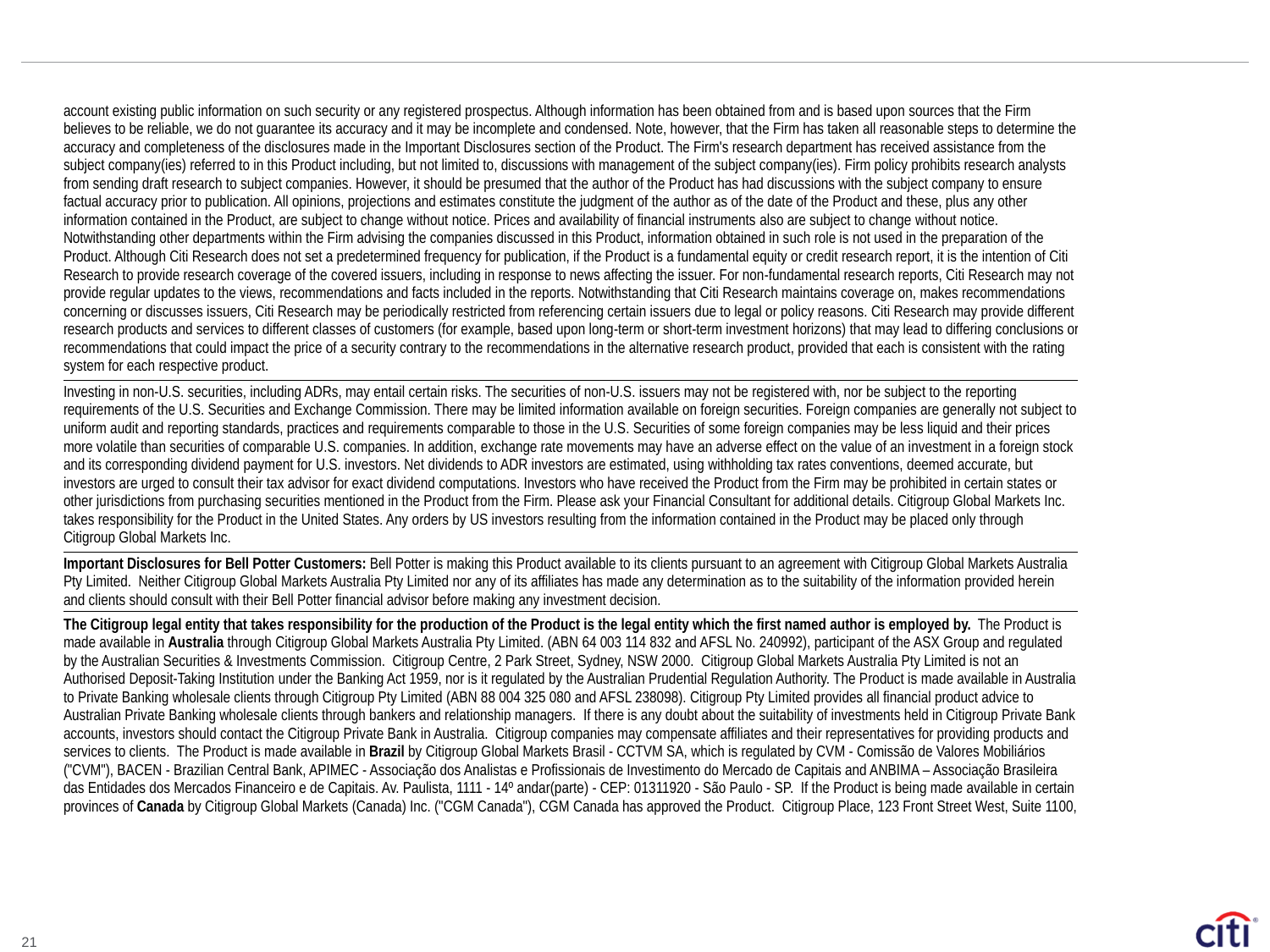account existing public information on such security or any registered prospectus. Although information has been obtained from and is based upon sources that the Firm believes to be reliable, we do not guarantee its accuracy and it may be incomplete and condensed. Note, however, that the Firm has taken all reasonable steps to determine the accuracy and completeness of the disclosures made in the Important Disclosures section of the Product. The Firm's research department has received assistance from the subject company(ies) referred to in this Product including, but not limited to, discussions with management of the subject company(ies). Firm policy prohibits research analysts from sending draft research to subject companies. However, it should be presumed that the author of the Product has had discussions with the subject company to ensure factual accuracy prior to publication. All opinions, projections and estimates constitute the judgment of the author as of the date of the Product and these, plus any other information contained in the Product, are subject to change without notice. Prices and availability of financial instruments also are subject to change without notice. Notwithstanding other departments within the Firm advising the companies discussed in this Product, information obtained in such role is not used in the preparation of the Product. Although Citi Research does not set a predetermined frequency for publication, if the Product is a fundamental equity or credit research report, it is the intention of Citi Research to provide research coverage of the covered issuers, including in response to news affecting the issuer. For non-fundamental research reports, Citi Research may not provide regular updates to the views, recommendations and facts included in the reports. Notwithstanding that Citi Research maintains coverage on, makes recommendations concerning or discusses issuers, Citi Research may be periodically restricted from referencing certain issuers due to legal or policy reasons. Citi Research may provide different research products and services to different classes of customers (for example, based upon long-term or short-term investment horizons) that may lead to differing conclusions or recommendations that could impact the price of a security contrary to the recommendations in the alternative research product, provided that each is consistent with the rating system for each respective product.

Investing in non-U.S. securities, including ADRs, may entail certain risks. The securities of non-U.S. issuers may not be registered with, nor be subject to the reporting requirements of the U.S. Securities and Exchange Commission. There may be limited information available on foreign securities. Foreign companies are generally not subject to uniform audit and reporting standards, practices and requirements comparable to those in the U.S. Securities of some foreign companies may be less liquid and their prices more volatile than securities of comparable U.S. companies. In addition, exchange rate movements may have an adverse effect on the value of an investment in a foreign stock and its corresponding dividend payment for U.S. investors. Net dividends to ADR investors are estimated, using withholding tax rates conventions, deemed accurate, but investors are urged to consult their tax advisor for exact dividend computations. Investors who have received the Product from the Firm may be prohibited in certain states or other jurisdictions from purchasing securities mentioned in the Product from the Firm. Please ask your Financial Consultant for additional details. Citigroup Global Markets Inc. takes responsibility for the Product in the United States. Any orders by US investors resulting from the information contained in the Product may be placed only through Citigroup Global Markets Inc.

**Important Disclosures for Bell Potter Customers:** Bell Potter is making this Product available to its clients pursuant to an agreement with Citigroup Global Markets Australia Pty Limited. Neither Citigroup Global Markets Australia Pty Limited nor any of its affiliates has made any determination as to the suitability of the information provided herein and clients should consult with their Bell Potter financial advisor before making any investment decision.

**The Citigroup legal entity that takes responsibility for the production of the Product is the legal entity which the first named author is employed by.** The Product is made available in **Australia** through Citigroup Global Markets Australia Pty Limited. (ABN 64 003 114 832 and AFSL No. 240992), participant of the ASX Group and regulated by the Australian Securities & Investments Commission. Citigroup Centre, 2 Park Street, Sydney, NSW 2000. Citigroup Global Markets Australia Pty Limited is not an Authorised Deposit-Taking Institution under the Banking Act 1959, nor is it regulated by the Australian Prudential Regulation Authority. The Product is made available in Australia to Private Banking wholesale clients through Citigroup Pty Limited (ABN 88 004 325 080 and AFSL 238098). Citigroup Pty Limited provides all financial product advice to Australian Private Banking wholesale clients through bankers and relationship managers. If there is any doubt about the suitability of investments held in Citigroup Private Bank accounts, investors should contact the Citigroup Private Bank in Australia. Citigroup companies may compensate affiliates and their representatives for providing products and services to clients. The Product is made available in **Brazil** by Citigroup Global Markets Brasil - CCTVM SA, which is regulated by CVM - Comissão de Valores Mobiliários ("CVM"), BACEN - Brazilian Central Bank, APIMEC - Associação dos Analistas e Profissionais de Investimento do Mercado de Capitais and ANBIMA – Associação Brasileira das Entidades dos Mercados Financeiro e de Capitais. Av. Paulista, 1111 - 14º andar(parte) - CEP: 01311920 - São Paulo - SP. If the Product is being made available in certain provinces of **Canada** by Citigroup Global Markets (Canada) Inc. ("CGM Canada"), CGM Canada has approved the Product. Citigroup Place, 123 Front Street West, Suite 1100,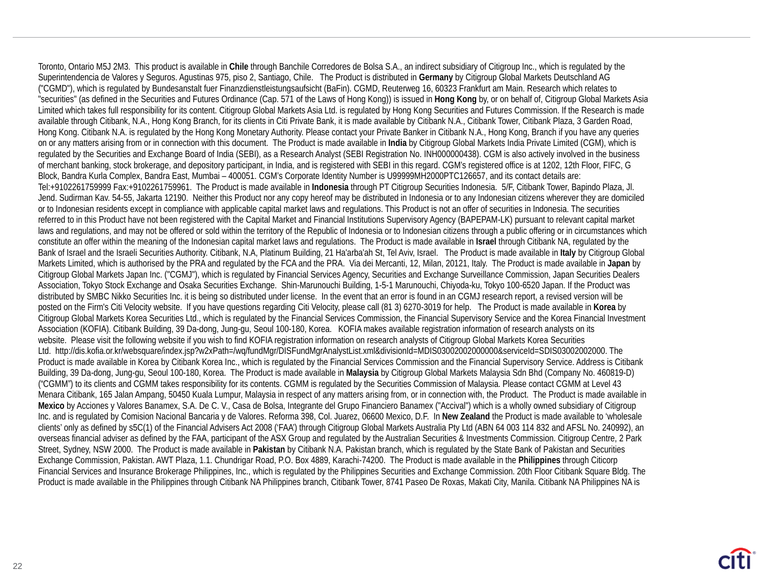Toronto, Ontario M5J 2M3. This product is available in **Chile** through Banchile Corredores de Bolsa S.A., an indirect subsidiary of Citigroup Inc., which is regulated by the Superintendencia de Valores y Seguros. Agustinas 975, piso 2, Santiago, Chile. The Product is distributed in **Germany** by Citigroup Global Markets Deutschland AG ("CGMD"), which is regulated by Bundesanstalt fuer Finanzdienstleistungsaufsicht (BaFin). CGMD, Reuterweg 16, 60323 Frankfurt am Main. Research which relates to "securities" (as defined in the Securities and Futures Ordinance (Cap. 571 of the Laws of Hong Kong)) is issued in **Hong Kong** by, or on behalf of, Citigroup Global Markets Asia Limited which takes full responsibility for its content. Citigroup Global Markets Asia Ltd. is regulated by Hong Kong Securities and Futures Commission. If the Research is made available through Citibank, N.A., Hong Kong Branch, for its clients in Citi Private Bank, it is made available by Citibank N.A., Citibank Tower, Citibank Plaza, 3 Garden Road, Hong Kong. Citibank N.A. is regulated by the Hong Kong Monetary Authority. Please contact your Private Banker in Citibank N.A., Hong Kong, Branch if you have any queries on or any matters arising from or in connection with this document. The Product is made available in **India** by Citigroup Global Markets India Private Limited (CGM), which is regulated by the Securities and Exchange Board of India (SEBI), as a Research Analyst (SEBI Registration No. INH000000438). CGM is also actively involved in the business of merchant banking, stock brokerage, and depository participant, in India, and is registered with SEBI in this regard. CGM's registered office is at 1202, 12th Floor, FIFC, G Block, Bandra Kurla Complex, Bandra East, Mumbai – 400051. CGM's Corporate Identity Number is U99999MH2000PTC126657, and its contact details are: Tel:+9102261759999 Fax:+9102261759961. The Product is made available in **Indonesia** through PT Citigroup Securities Indonesia. 5/F, Citibank Tower, Bapindo Plaza, Jl. Jend. Sudirman Kav. 54-55, Jakarta 12190. Neither this Product nor any copy hereof may be distributed in Indonesia or to any Indonesian citizens wherever they are domiciled or to Indonesian residents except in compliance with applicable capital market laws and regulations. This Product is not an offer of securities in Indonesia. The securities referred to in this Product have not been registered with the Capital Market and Financial Institutions Supervisory Agency (BAPEPAM-LK) pursuant to relevant capital market laws and regulations, and may not be offered or sold within the territory of the Republic of Indonesia or to Indonesian citizens through a public offering or in circumstances which constitute an offer within the meaning of the Indonesian capital market laws and regulations. The Product is made available in **Israel** through Citibank NA, regulated by the Bank of Israel and the Israeli Securities Authority. Citibank, N.A, Platinum Building, 21 Ha'arba'ah St, Tel Aviv, Israel. The Product is made available in **Italy** by Citigroup Global Markets Limited, which is authorised by the PRA and regulated by the FCA and the PRA. Via dei Mercanti, 12, Milan, 20121, Italy. The Product is made available in **Japan** by Citigroup Global Markets Japan Inc. ("CGMJ"), which is regulated by Financial Services Agency, Securities and Exchange Surveillance Commission, Japan Securities Dealers Association, Tokyo Stock Exchange and Osaka Securities Exchange. Shin-Marunouchi Building, 1-5-1 Marunouchi, Chiyoda-ku, Tokyo 100-6520 Japan. If the Product was distributed by SMBC Nikko Securities Inc. it is being so distributed under license. In the event that an error is found in an CGMJ research report, a revised version will be posted on the Firm's Citi Velocity website. If you have questions regarding Citi Velocity, please call (81 3) 6270-3019 for help. The Product is made available in **Korea** by Citigroup Global Markets Korea Securities Ltd., which is regulated by the Financial Services Commission, the Financial Supervisory Service and the Korea Financial Investment Association (KOFIA). Citibank Building, 39 Da-dong, Jung-gu, Seoul 100-180, Korea. KOFIA makes available registration information of research analysts on its website. Please visit the following website if you wish to find KOFIA registration information on research analysts of Citigroup Global Markets Korea Securities Ltd. http://dis.kofia.or.kr/websquare/index.jsp?w2xPath=/wq/fundMgr/DISFundMgrAnalystList.xml&divisionId=MDIS03002002000000&serviceId=SDIS03002002000. The Product is made available in Korea by Citibank Korea Inc., which is regulated by the Financial Services Commission and the Financial Supervisory Service. Address is Citibank Building, 39 Da-dong, Jung-gu, Seoul 100-180, Korea. The Product is made available in **Malaysia** by Citigroup Global Markets Malaysia Sdn Bhd (Company No. 460819-D) ("CGMM") to its clients and CGMM takes responsibility for its contents. CGMM is regulated by the Securities Commission of Malaysia. Please contact CGMM at Level 43 Menara Citibank, 165 Jalan Ampang, 50450 Kuala Lumpur, Malaysia in respect of any matters arising from, or in connection with, the Product. The Product is made available in **Mexico** by Acciones y Valores Banamex, S.A. De C. V., Casa de Bolsa, Integrante del Grupo Financiero Banamex ("Accival") which is a wholly owned subsidiary of Citigroup Inc. and is regulated by Comision Nacional Bancaria y de Valores. Reforma 398, Col. Juarez, 06600 Mexico, D.F. In **New Zealand** the Product is made available to 'wholesale clients' only as defined by s5C(1) of the Financial Advisers Act 2008 ('FAA') through Citigroup Global Markets Australia Pty Ltd (ABN 64 003 114 832 and AFSL No. 240992), an overseas financial adviser as defined by the FAA, participant of the ASX Group and regulated by the Australian Securities & Investments Commission. Citigroup Centre, 2 Park Street, Sydney, NSW 2000. The Product is made available in **Pakistan** by Citibank N.A. Pakistan branch, which is regulated by the State Bank of Pakistan and Securities Exchange Commission, Pakistan. AWT Plaza, 1.1. Chundrigar Road, P.O. Box 4889, Karachi-74200. The Product is made available in the **Philippines** through Citicorp Financial Services and Insurance Brokerage Philippines, Inc., which is regulated by the Philippines Securities and Exchange Commission. 20th Floor Citibank Square Bldg. The Product is made available in the Philippines through Citibank NA Philippines branch, Citibank Tower, 8741 Paseo De Roxas, Makati City, Manila. Citibank NA Philippines NA is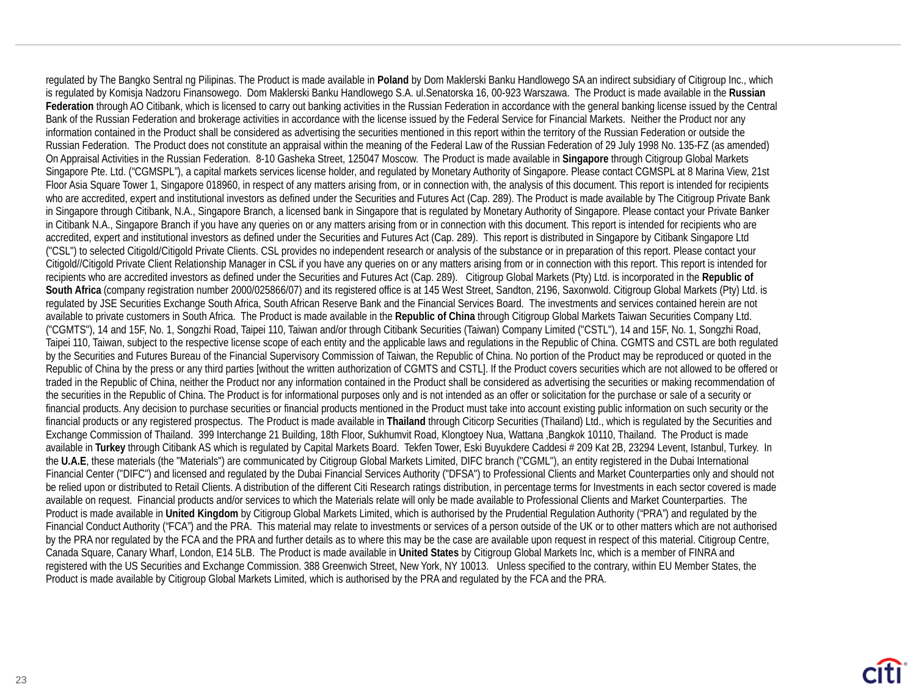regulated by The Bangko Sentral ng Pilipinas. The Product is made available in **Poland** by Dom Maklerski Banku Handlowego SA an indirect subsidiary of Citigroup Inc., which is regulated by Komisja Nadzoru Finansowego. Dom Maklerski Banku Handlowego S.A. ul.Senatorska 16, 00-923 Warszawa. The Product is made available in the **Russian Federation** through AO Citibank, which is licensed to carry out banking activities in the Russian Federation in accordance with the general banking license issued by the Central Bank of the Russian Federation and brokerage activities in accordance with the license issued by the Federal Service for Financial Markets. Neither the Product nor any information contained in the Product shall be considered as advertising the securities mentioned in this report within the territory of the Russian Federation or outside the Russian Federation. The Product does not constitute an appraisal within the meaning of the Federal Law of the Russian Federation of 29 July 1998 No. 135-FZ (as amended) On Appraisal Activities in the Russian Federation. 8-10 Gasheka Street, 125047 Moscow. The Product is made available in **Singapore** through Citigroup Global Markets Singapore Pte. Ltd. ("CGMSPL"), a capital markets services license holder, and regulated by Monetary Authority of Singapore. Please contact CGMSPL at 8 Marina View, 21st Floor Asia Square Tower 1, Singapore 018960, in respect of any matters arising from, or in connection with, the analysis of this document. This report is intended for recipients who are accredited, expert and institutional investors as defined under the Securities and Futures Act (Cap. 289). The Product is made available by The Citigroup Private Bank in Singapore through Citibank, N.A., Singapore Branch, a licensed bank in Singapore that is regulated by Monetary Authority of Singapore. Please contact your Private Banker in Citibank N.A., Singapore Branch if you have any queries on or any matters arising from or in connection with this document. This report is intended for recipients who are accredited, expert and institutional investors as defined under the Securities and Futures Act (Cap. 289). This report is distributed in Singapore by Citibank Singapore Ltd ("CSL") to selected Citigold/Citigold Private Clients. CSL provides no independent research or analysis of the substance or in preparation of this report. Please contact your Citigold//Citigold Private Client Relationship Manager in CSL if you have any queries on or any matters arising from or in connection with this report. This report is intended for recipients who are accredited investors as defined under the Securities and Futures Act (Cap. 289). Citigroup Global Markets (Pty) Ltd. is incorporated in the **Republic of South Africa** (company registration number 2000/025866/07) and its registered office is at 145 West Street, Sandton, 2196, Saxonwold. Citigroup Global Markets (Pty) Ltd. is regulated by JSE Securities Exchange South Africa, South African Reserve Bank and the Financial Services Board. The investments and services contained herein are not available to private customers in South Africa. The Product is made available in the **Republic of China** through Citigroup Global Markets Taiwan Securities Company Ltd. ("CGMTS"), 14 and 15F, No. 1, Songzhi Road, Taipei 110, Taiwan and/or through Citibank Securities (Taiwan) Company Limited ("CSTL"), 14 and 15F, No. 1, Songzhi Road, Taipei 110, Taiwan, subject to the respective license scope of each entity and the applicable laws and regulations in the Republic of China. CGMTS and CSTL are both regulated by the Securities and Futures Bureau of the Financial Supervisory Commission of Taiwan, the Republic of China. No portion of the Product may be reproduced or quoted in the Republic of China by the press or any third parties [without the written authorization of CGMTS and CSTL]. If the Product covers securities which are not allowed to be offered or traded in the Republic of China, neither the Product nor any information contained in the Product shall be considered as advertising the securities or making recommendation of the securities in the Republic of China. The Product is for informational purposes only and is not intended as an offer or solicitation for the purchase or sale of a security or financial products. Any decision to purchase securities or financial products mentioned in the Product must take into account existing public information on such security or the financial products or any registered prospectus. The Product is made available in **Thailand** through Citicorp Securities (Thailand) Ltd., which is regulated by the Securities and Exchange Commission of Thailand. 399 Interchange 21 Building, 18th Floor, Sukhumvit Road, Klongtoey Nua, Wattana ,Bangkok 10110, Thailand. The Product is made available in **Turkey** through Citibank AS which is regulated by Capital Markets Board. Tekfen Tower, Eski Buyukdere Caddesi # 209 Kat 2B, 23294 Levent, Istanbul, Turkey. In the **U.A.E**, these materials (the "Materials") are communicated by Citigroup Global Markets Limited, DIFC branch ("CGML"), an entity registered in the Dubai International Financial Center ("DIFC") and licensed and regulated by the Dubai Financial Services Authority ("DFSA") to Professional Clients and Market Counterparties only and should not be relied upon or distributed to Retail Clients. A distribution of the different Citi Research ratings distribution, in percentage terms for Investments in each sector covered is made available on request. Financial products and/or services to which the Materials relate will only be made available to Professional Clients and Market Counterparties. The Product is made available in **United Kingdom** by Citigroup Global Markets Limited, which is authorised by the Prudential Regulation Authority ("PRA") and regulated by the Financial Conduct Authority ("FCA") and the PRA. This material may relate to investments or services of a person outside of the UK or to other matters which are not authorised by the PRA nor regulated by the FCA and the PRA and further details as to where this may be the case are available upon request in respect of this material. Citigroup Centre, Canada Square, Canary Wharf, London, E14 5LB. The Product is made available in **United States** by Citigroup Global Markets Inc, which is a member of FINRA and registered with the US Securities and Exchange Commission. 388 Greenwich Street, New York, NY 10013. Unless specified to the contrary, within EU Member States, the Product is made available by Citigroup Global Markets Limited, which is authorised by the PRA and regulated by the FCA and the PRA.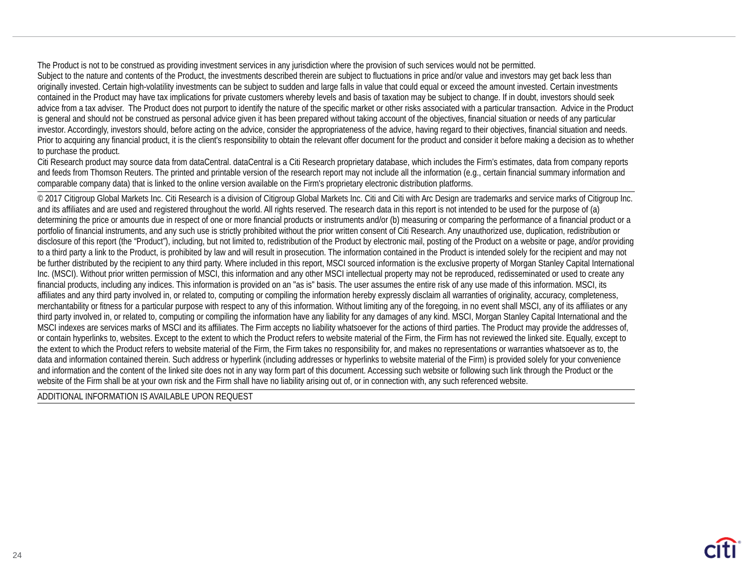The Product is not to be construed as providing investment services in any jurisdiction where the provision of such services would not be permitted.

Subject to the nature and contents of the Product, the investments described therein are subject to fluctuations in price and/or value and investors may get back less than originally invested. Certain high-volatility investments can be subject to sudden and large falls in value that could equal or exceed the amount invested. Certain investments contained in the Product may have tax implications for private customers whereby levels and basis of taxation may be subject to change. If in doubt, investors should seek advice from a tax adviser. The Product does not purport to identify the nature of the specific market or other risks associated with a particular transaction. Advice in the Product is general and should not be construed as personal advice given it has been prepared without taking account of the objectives, financial situation or needs of any particular investor. Accordingly, investors should, before acting on the advice, consider the appropriateness of the advice, having regard to their objectives, financial situation and needs. Prior to acquiring any financial product, it is the client's responsibility to obtain the relevant offer document for the product and consider it before making a decision as to whether to purchase the product.

Citi Research product may source data from dataCentral. dataCentral is a Citi Research proprietary database, which includes the Firm's estimates, data from company reports and feeds from Thomson Reuters. The printed and printable version of the research report may not include all the information (e.g., certain financial summary information and comparable company data) that is linked to the online version available on the Firm's proprietary electronic distribution platforms.

---

© 2017 Citigroup Global Markets Inc. Citi Research is a division of Citigroup Global Markets Inc. Citi and Citi with Arc Design are trademarks and service marks of Citigroup Inc. and its affiliates and are used and registered throughout the world. All rights reserved. The research data in this report is not intended to be used for the purpose of (a) determining the price or amounts due in respect of one or more financial products or instruments and/or (b) measuring or comparing the performance of a financial product or a portfolio of financial instruments, and any such use is strictly prohibited without the prior written consent of Citi Research. Any unauthorized use, duplication, redistribution or disclosure of this report (the "Product"), including, but not limited to, redistribution of the Product by electronic mail, posting of the Product on a website or page, and/or providing to a third party a link to the Product, is prohibited by law and will result in prosecution. The information contained in the Product is intended solely for the recipient and may not be further distributed by the recipient to any third party. Where included in this report, MSCI sourced information is the exclusive property of Morgan Stanley Capital International Inc. (MSCI). Without prior written permission of MSCI, this information and any other MSCI intellectual property may not be reproduced, redisseminated or used to create any financial products, including any indices. This information is provided on an "as is" basis. The user assumes the entire risk of any use made of this information. MSCI, its affiliates and any third party involved in, or related to, computing or compiling the information hereby expressly disclaim all warranties of originality, accuracy, completeness, merchantability or fitness for a particular purpose with respect to any of this information. Without limiting any of the foregoing, in no event shall MSCI, any of its affiliates or any third party involved in, or related to, computing or compiling the information have any liability for any damages of any kind. MSCI, Morgan Stanley Capital International and the MSCI indexes are services marks of MSCI and its affiliates. The Firm accepts no liability whatsoever for the actions of third parties. The Product may provide the addresses of, or contain hyperlinks to, websites. Except to the extent to which the Product refers to website material of the Firm, the Firm has not reviewed the linked site. Equally, except to the extent to which the Product refers to website material of the Firm, the Firm takes no responsibility for, and makes no representations or warranties whatsoever as to, the data and information contained therein. Such address or hyperlink (including addresses or hyperlinks to website material of the Firm) is provided solely for your convenience and information and the content of the linked site does not in any way form part of this document. Accessing such website or following such link through the Product or the website of the Firm shall be at your own risk and the Firm shall have no liability arising out of, or in connection with, any such referenced website.

---

ADDITIONAL INFORMATION IS AVAILABLE UPON REQUEST